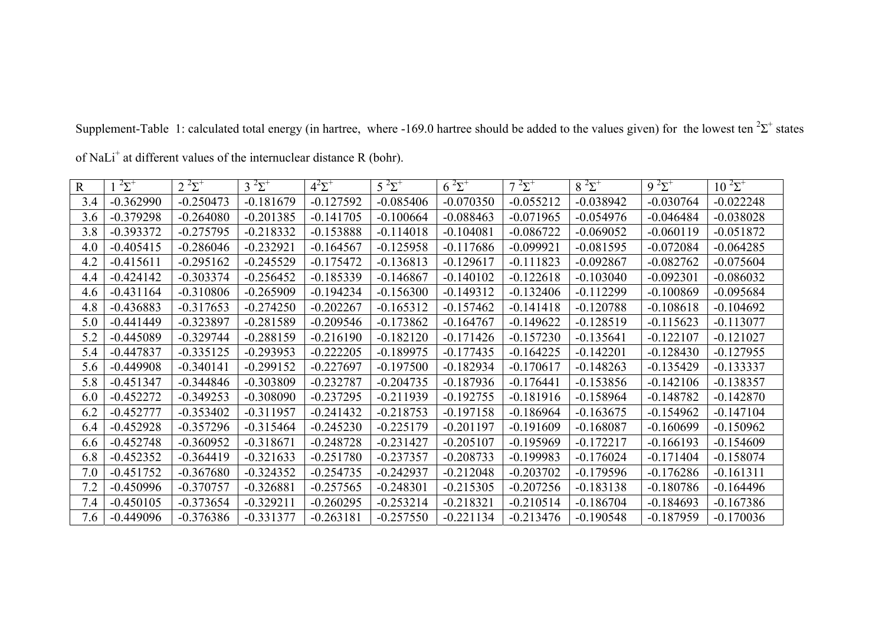Supplement-Table 1: calculated total energy (in hartree, where -169.0 hartree should be added to the values given) for the lowest ten $^2\Sigma^+$ states of $NaLi^+$ at different values of the internuclear distance R (bohr).

| R | $1\,^2\Sigma^+$ | $2\,^2\Sigma^+$ | $3\,^2\Sigma^+$ | $4^2\Sigma^+$ | $5\,^2\Sigma^+$ | $6\,^2\Sigma^+$ | $7\,^2\Sigma^+$ | $8\,^2\Sigma^+$ | $9\,^2\Sigma^+$ | $10\,^2\Sigma^+$ |
|---|---|---|---|---|---|---|---|---|---|---|
| 3.4 | -0.362990 | -0.250473 | -0.181679 | -0.127592 | -0.085406 | -0.070350 | -0.055212 | -0.038942 | -0.030764 | -0.022248 |
| 3.6 | -0.379298 | -0.264080 | -0.201385 | -0.141705 | -0.100664 | -0.088463 | -0.071965 | -0.054976 | -0.046484 | -0.038028 |
| 3.8 | -0.393372 | -0.275795 | -0.218332 | -0.153888 | -0.114018 | -0.104081 | -0.086722 | -0.069052 | -0.060119 | -0.051872 |
| 4.0 | -0.405415 | -0.286046 | -0.232921 | -0.164567 | -0.125958 | -0.117686 | -0.099921 | -0.081595 | -0.072084 | -0.064285 |
| 4.2 | -0.415611 | -0.295162 | -0.245529 | -0.175472 | -0.136813 | -0.129617 | -0.111823 | -0.092867 | -0.082762 | -0.075604 |
| 4.4 | -0.424142 | -0.303374 | -0.256452 | -0.185339 | -0.146867 | -0.140102 | -0.122618 | -0.103040 | -0.092301 | -0.086032 |
| 4.6 | -0.431164 | -0.310806 | -0.265909 | -0.194234 | -0.156300 | -0.149312 | -0.132406 | -0.112299 | -0.100869 | -0.095684 |
| 4.8 | -0.436883 | -0.317653 | -0.274250 | -0.202267 | -0.165312 | -0.157462 | -0.141418 | -0.120788 | -0.108618 | -0.104692 |
| 5.0 | -0.441449 | -0.323897 | -0.281589 | -0.209546 | -0.173862 | -0.164767 | -0.149622 | -0.128519 | -0.115623 | -0.113077 |
| 5.2 | -0.445089 | -0.329744 | -0.288159 | -0.216190 | -0.182120 | -0.171426 | -0.157230 | -0.135641 | -0.122107 | -0.121027 |
| 5.4 | -0.447837 | -0.335125 | -0.293953 | -0.222205 | -0.189975 | -0.177435 | -0.164225 | -0.142201 | -0.128430 | -0.127955 |
| 5.6 | -0.449908 | -0.340141 | -0.299152 | -0.227697 | -0.197500 | -0.182934 | -0.170617 | -0.148263 | -0.135429 | -0.133337 |
| 5.8 | -0.451347 | -0.344846 | -0.303809 | -0.232787 | -0.204735 | -0.187936 | -0.176441 | -0.153856 | -0.142106 | -0.138357 |
| 6.0 | -0.452272 | -0.349253 | -0.308090 | -0.237295 | -0.211939 | -0.192755 | -0.181916 | -0.158964 | -0.148782 | -0.142870 |
| 6.2 | -0.452777 | -0.353402 | -0.311957 | -0.241432 | -0.218753 | -0.197158 | -0.186964 | -0.163675 | -0.154962 | -0.147104 |
| 6.4 | -0.452928 | -0.357296 | -0.315464 | -0.245230 | -0.225179 | -0.201197 | -0.191609 | -0.168087 | -0.160699 | -0.150962 |
| 6.6 | -0.452748 | -0.360952 | -0.318671 | -0.248728 | -0.231427 | -0.205107 | -0.195969 | -0.172217 | -0.166193 | -0.154609 |
| 6.8 | -0.452352 | -0.364419 | -0.321633 | -0.251780 | -0.237357 | -0.208733 | -0.199983 | -0.176024 | -0.171404 | -0.158074 |
| 7.0 | -0.451752 | -0.367680 | -0.324352 | -0.254735 | -0.242937 | -0.212048 | -0.203702 | -0.179596 | -0.176286 | -0.161311 |
| 7.2 | -0.450996 | -0.370757 | -0.326881 | -0.257565 | -0.248301 | -0.215305 | -0.207256 | -0.183138 | -0.180786 | -0.164496 |
| 7.4 | -0.450105 | -0.373654 | -0.329211 | -0.260295 | -0.253214 | -0.218321 | -0.210514 | -0.186704 | -0.184693 | -0.167386 |
| 7.6 | -0.449096 | -0.376386 | -0.331377 | -0.263181 | -0.257550 | -0.221134 | -0.213476 | -0.190548 | -0.187959 | -0.170036 |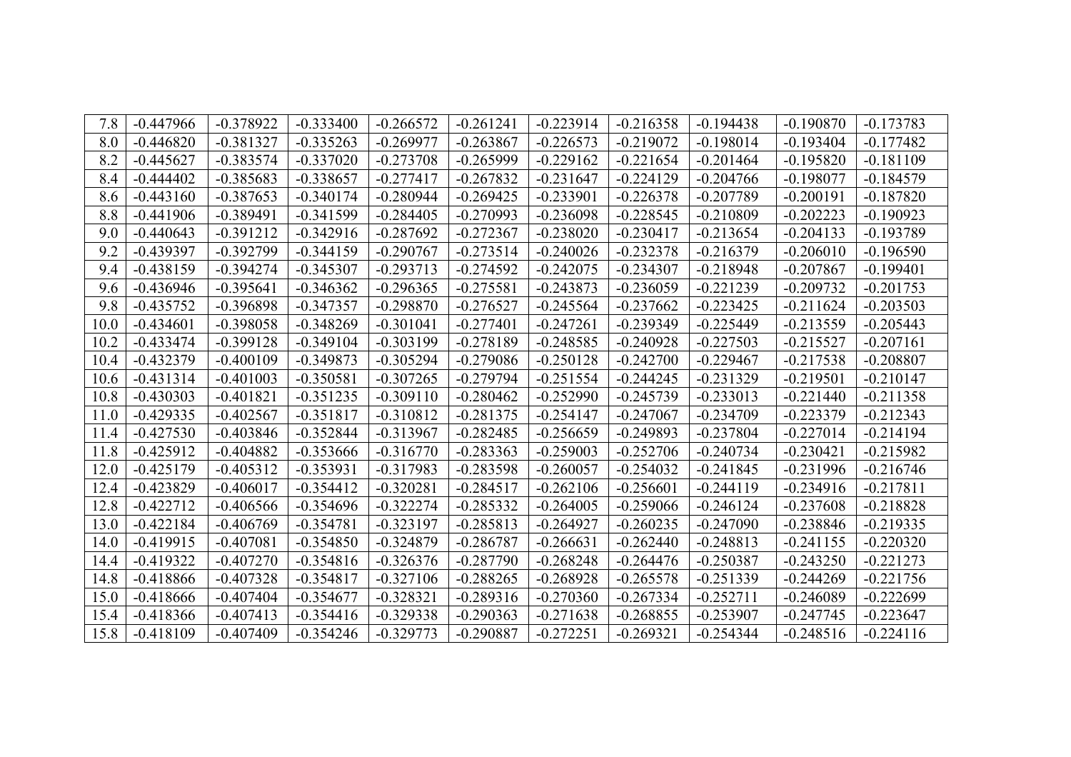| 7.8 | -0.447966 | -0.378922 | -0.333400 | -0.266572 | -0.261241 | -0.223914 | -0.216358 | -0.194438 | -0.190870 | -0.173783 |
|---|---|---|---|---|---|---|---|---|---|---|
| 8.0 | -0.446820 | -0.381327 | -0.335263 | -0.269977 | -0.263867 | -0.226573 | -0.219072 | -0.198014 | -0.193404 | -0.177482 |
| 8.2 | -0.445627 | -0.383574 | -0.337020 | -0.273708 | -0.265999 | -0.229162 | -0.221654 | -0.201464 | -0.195820 | -0.181109 |
| 8.4 | -0.444402 | -0.385683 | -0.338657 | -0.277417 | -0.267832 | -0.231647 | -0.224129 | -0.204766 | -0.198077 | -0.184579 |
| 8.6 | -0.443160 | -0.387653 | -0.340174 | -0.280944 | -0.269425 | -0.233901 | -0.226378 | -0.207789 | -0.200191 | -0.187820 |
| 8.8 | -0.441906 | -0.389491 | -0.341599 | -0.284405 | -0.270993 | -0.236098 | -0.228545 | -0.210809 | -0.202223 | -0.190923 |
| 9.0 | -0.440643 | -0.391212 | -0.342916 | -0.287692 | -0.272367 | -0.238020 | -0.230417 | -0.213654 | -0.204133 | -0.193789 |
| 9.2 | -0.439397 | -0.392799 | -0.344159 | -0.290767 | -0.273514 | -0.240026 | -0.232378 | -0.216379 | -0.206010 | -0.196590 |
| 9.4 | -0.438159 | -0.394274 | -0.345307 | -0.293713 | -0.274592 | -0.242075 | -0.234307 | -0.218948 | -0.207867 | -0.199401 |
| 9.6 | -0.436946 | -0.395641 | -0.346362 | -0.296365 | -0.275581 | -0.243873 | -0.236059 | -0.221239 | -0.209732 | -0.201753 |
| 9.8 | -0.435752 | -0.396898 | -0.347357 | -0.298870 | -0.276527 | -0.245564 | -0.237662 | -0.223425 | -0.211624 | -0.203503 |
| 10.0 | -0.434601 | -0.398058 | -0.348269 | -0.301041 | -0.277401 | -0.247261 | -0.239349 | -0.225449 | -0.213559 | -0.205443 |
| 10.2 | -0.433474 | -0.399128 | -0.349104 | -0.303199 | -0.278189 | -0.248585 | -0.240928 | -0.227503 | -0.215527 | -0.207161 |
| 10.4 | -0.432379 | -0.400109 | -0.349873 | -0.305294 | -0.279086 | -0.250128 | -0.242700 | -0.229467 | -0.217538 | -0.208807 |
| 10.6 | -0.431314 | -0.401003 | -0.350581 | -0.307265 | -0.279794 | -0.251554 | -0.244245 | -0.231329 | -0.219501 | -0.210147 |
| 10.8 | -0.430303 | -0.401821 | -0.351235 | -0.309110 | -0.280462 | -0.252990 | -0.245739 | -0.233013 | -0.221440 | -0.211358 |
| 11.0 | -0.429335 | -0.402567 | -0.351817 | -0.310812 | -0.281375 | -0.254147 | -0.247067 | -0.234709 | -0.223379 | -0.212343 |
| 11.4 | -0.427530 | -0.403846 | -0.352844 | -0.313967 | -0.282485 | -0.256659 | -0.249893 | -0.237804 | -0.227014 | -0.214194 |
| 11.8 | -0.425912 | -0.404882 | -0.353666 | -0.316770 | -0.283363 | -0.259003 | -0.252706 | -0.240734 | -0.230421 | -0.215982 |
| 12.0 | -0.425179 | -0.405312 | -0.353931 | -0.317983 | -0.283598 | -0.260057 | -0.254032 | -0.241845 | -0.231996 | -0.216746 |
| 12.4 | -0.423829 | -0.406017 | -0.354412 | -0.320281 | -0.284517 | -0.262106 | -0.256601 | -0.244119 | -0.234916 | -0.217811 |
| 12.8 | -0.422712 | -0.406566 | -0.354696 | -0.322274 | -0.285332 | -0.264005 | -0.259066 | -0.246124 | -0.237608 | -0.218828 |
| 13.0 | -0.422184 | -0.406769 | -0.354781 | -0.323197 | -0.285813 | -0.264927 | -0.260235 | -0.247090 | -0.238846 | -0.219335 |
| 14.0 | -0.419915 | -0.407081 | -0.354850 | -0.324879 | -0.286787 | -0.266631 | -0.262440 | -0.248813 | -0.241155 | -0.220320 |
| 14.4 | -0.419322 | -0.407270 | -0.354816 | -0.326376 | -0.287790 | -0.268248 | -0.264476 | -0.250387 | -0.243250 | -0.221273 |
| 14.8 | -0.418866 | -0.407328 | -0.354817 | -0.327106 | -0.288265 | -0.268928 | -0.265578 | -0.251339 | -0.244269 | -0.221756 |
| 15.0 | -0.418666 | -0.407404 | -0.354677 | -0.328321 | -0.289316 | -0.270360 | -0.267334 | -0.252711 | -0.246089 | -0.222699 |
| 15.4 | -0.418366 | -0.407413 | -0.354416 | -0.329338 | -0.290363 | -0.271638 | -0.268855 | -0.253907 | -0.247745 | -0.223647 |
| 15.8 | -0.418109 | -0.407409 | -0.354246 | -0.329773 | -0.290887 | -0.272251 | -0.269321 | -0.254344 | -0.248516 | -0.224116 |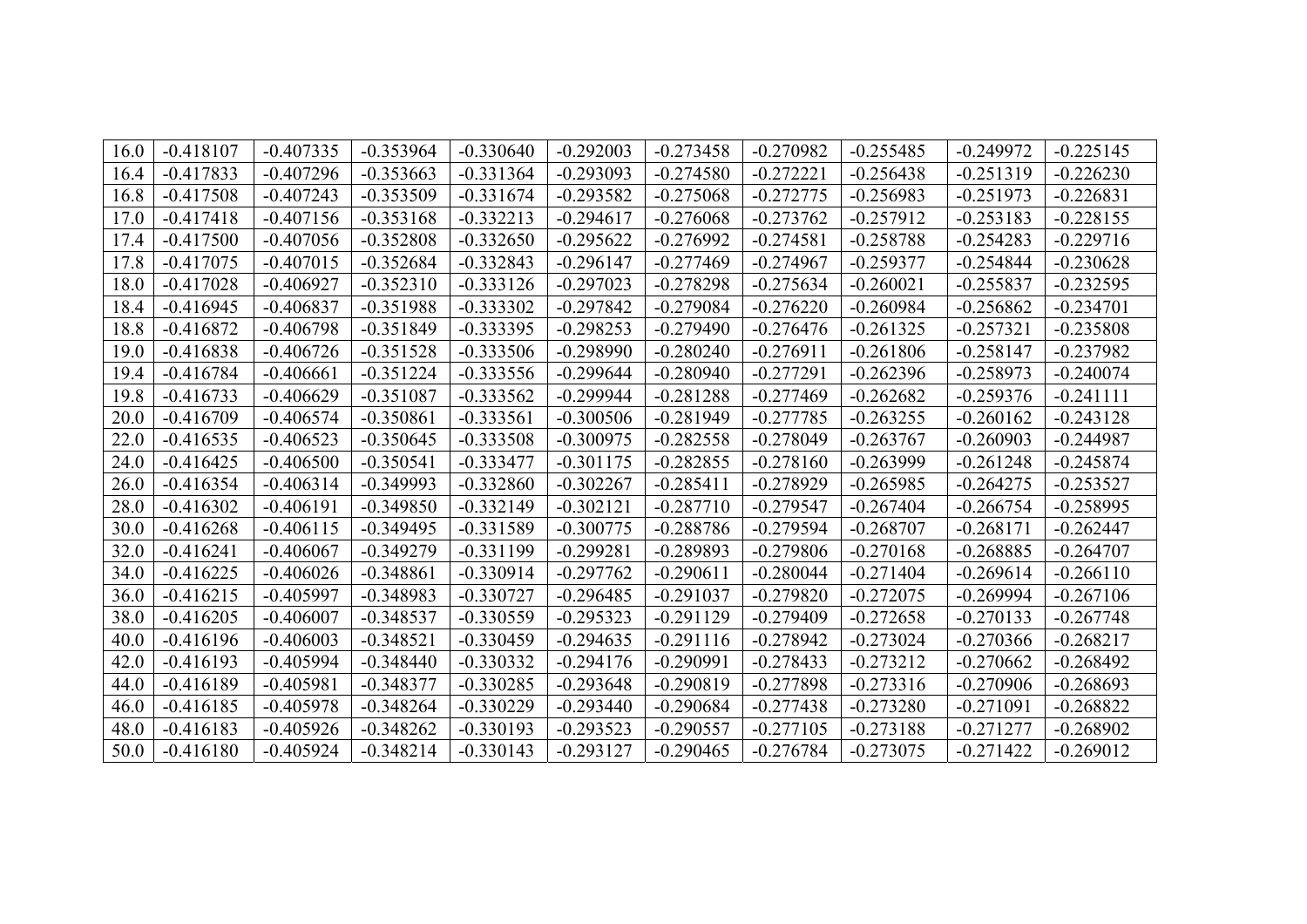| | | | | | | | | | | |
|---|---|---|---|---|---|---|---|---|---|---|
| 16.0 | -0.418107 | -0.407335 | -0.353964 | -0.330640 | -0.292003 | -0.273458 | -0.270982 | -0.255485 | -0.249972 | -0.225145 |
| 16.4 | -0.417833 | -0.407296 | -0.353663 | -0.331364 | -0.293093 | -0.274580 | -0.272221 | -0.256438 | -0.251319 | -0.226230 |
| 16.8 | -0.417508 | -0.407243 | -0.353509 | -0.331674 | -0.293582 | -0.275068 | -0.272775 | -0.256983 | -0.251973 | -0.226831 |
| 17.0 | -0.417418 | -0.407156 | -0.353168 | -0.332213 | -0.294617 | -0.276068 | -0.273762 | -0.257912 | -0.253183 | -0.228155 |
| 17.4 | -0.417500 | -0.407056 | -0.352808 | -0.332650 | -0.295622 | -0.276992 | -0.274581 | -0.258788 | -0.254283 | -0.229716 |
| 17.8 | -0.417075 | -0.407015 | -0.352684 | -0.332843 | -0.296147 | -0.277469 | -0.274967 | -0.259377 | -0.254844 | -0.230628 |
| 18.0 | -0.417028 | -0.406927 | -0.352310 | -0.333126 | -0.297023 | -0.278298 | -0.275634 | -0.260021 | -0.255837 | -0.232595 |
| 18.4 | -0.416945 | -0.406837 | -0.351988 | -0.333302 | -0.297842 | -0.279084 | -0.276220 | -0.260984 | -0.256862 | -0.234701 |
| 18.8 | -0.416872 | -0.406798 | -0.351849 | -0.333395 | -0.298253 | -0.279490 | -0.276476 | -0.261325 | -0.257321 | -0.235808 |
| 19.0 | -0.416838 | -0.406726 | -0.351528 | -0.333506 | -0.298990 | -0.280240 | -0.276911 | -0.261806 | -0.258147 | -0.237982 |
| 19.4 | -0.416784 | -0.406661 | -0.351224 | -0.333556 | -0.299644 | -0.280940 | -0.277291 | -0.262396 | -0.258973 | -0.240074 |
| 19.8 | -0.416733 | -0.406629 | -0.351087 | -0.333562 | -0.299944 | -0.281288 | -0.277469 | -0.262682 | -0.259376 | -0.241111 |
| 20.0 | -0.416709 | -0.406574 | -0.350861 | -0.333561 | -0.300506 | -0.281949 | -0.277785 | -0.263255 | -0.260162 | -0.243128 |
| 22.0 | -0.416535 | -0.406523 | -0.350645 | -0.333508 | -0.300975 | -0.282558 | -0.278049 | -0.263767 | -0.260903 | -0.244987 |
| 24.0 | -0.416425 | -0.406500 | -0.350541 | -0.333477 | -0.301175 | -0.282855 | -0.278160 | -0.263999 | -0.261248 | -0.245874 |
| 26.0 | -0.416354 | -0.406314 | -0.349993 | -0.332860 | -0.302267 | -0.285411 | -0.278929 | -0.265985 | -0.264275 | -0.253527 |
| 28.0 | -0.416302 | -0.406191 | -0.349850 | -0.332149 | -0.302121 | -0.287710 | -0.279547 | -0.267404 | -0.266754 | -0.258995 |
| 30.0 | -0.416268 | -0.406115 | -0.349495 | -0.331589 | -0.300775 | -0.288786 | -0.279594 | -0.268707 | -0.268171 | -0.262447 |
| 32.0 | -0.416241 | -0.406067 | -0.349279 | -0.331199 | -0.299281 | -0.289893 | -0.279806 | -0.270168 | -0.268885 | -0.264707 |
| 34.0 | -0.416225 | -0.406026 | -0.348861 | -0.330914 | -0.297762 | -0.290611 | -0.280044 | -0.271404 | -0.269614 | -0.266110 |
| 36.0 | -0.416215 | -0.405997 | -0.348983 | -0.330727 | -0.296485 | -0.291037 | -0.279820 | -0.272075 | -0.269994 | -0.267106 |
| 38.0 | -0.416205 | -0.406007 | -0.348537 | -0.330559 | -0.295323 | -0.291129 | -0.279409 | -0.272658 | -0.270133 | -0.267748 |
| 40.0 | -0.416196 | -0.406003 | -0.348521 | -0.330459 | -0.294635 | -0.291116 | -0.278942 | -0.273024 | -0.270366 | -0.268217 |
| 42.0 | -0.416193 | -0.405994 | -0.348440 | -0.330332 | -0.294176 | -0.290991 | -0.278433 | -0.273212 | -0.270662 | -0.268492 |
| 44.0 | -0.416189 | -0.405981 | -0.348377 | -0.330285 | -0.293648 | -0.290819 | -0.277898 | -0.273316 | -0.270906 | -0.268693 |
| 46.0 | -0.416185 | -0.405978 | -0.348264 | -0.330229 | -0.293440 | -0.290684 | -0.277438 | -0.273280 | -0.271091 | -0.268822 |
| 48.0 | -0.416183 | -0.405926 | -0.348262 | -0.330193 | -0.293523 | -0.290557 | -0.277105 | -0.273188 | -0.271277 | -0.268902 |
| 50.0 | -0.416180 | -0.405924 | -0.348214 | -0.330143 | -0.293127 | -0.290465 | -0.276784 | -0.273075 | -0.271422 | -0.269012 |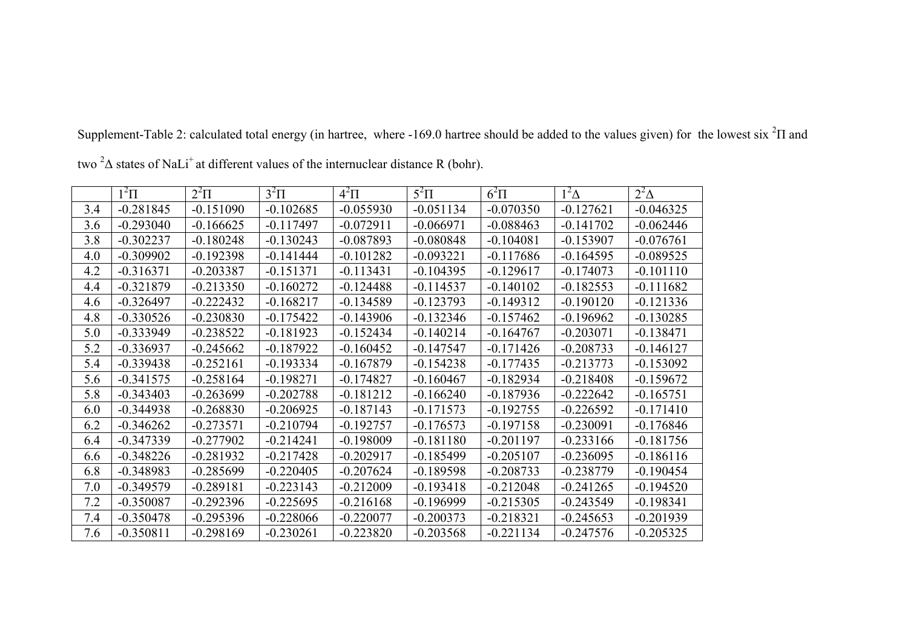Supplement-Table 2: calculated total energy (in hartree, where -169.0 hartree should be added to the values given) for the lowest six $^2\Pi$ and two $^2\Delta$ states of $NaLi^+$ at different values of the internuclear distance R (bohr).

| | $1^2\Pi$ | $2^2\Pi$ | $3^2\Pi$ | $4^2\Pi$ | $5^2\Pi$ | $6^2\Pi$ | $1^2\Delta$ | $2^2\Delta$ |
|---|---|---|---|---|---|---|---|---|
| 3.4 | -0.281845 | -0.151090 | -0.102685 | -0.055930 | -0.051134 | -0.070350 | -0.127621 | -0.046325 |
| 3.6 | -0.293040 | -0.166625 | -0.117497 | -0.072911 | -0.066971 | -0.088463 | -0.141702 | -0.062446 |
| 3.8 | -0.302237 | -0.180248 | -0.130243 | -0.087893 | -0.080848 | -0.104081 | -0.153907 | -0.076761 |
| 4.0 | -0.309902 | -0.192398 | -0.141444 | -0.101282 | -0.093221 | -0.117686 | -0.164595 | -0.089525 |
| 4.2 | -0.316371 | -0.203387 | -0.151371 | -0.113431 | -0.104395 | -0.129617 | -0.174073 | -0.101110 |
| 4.4 | -0.321879 | -0.213350 | -0.160272 | -0.124488 | -0.114537 | -0.140102 | -0.182553 | -0.111682 |
| 4.6 | -0.326497 | -0.222432 | -0.168217 | -0.134589 | -0.123793 | -0.149312 | -0.190120 | -0.121336 |
| 4.8 | -0.330526 | -0.230830 | -0.175422 | -0.143906 | -0.132346 | -0.157462 | -0.196962 | -0.130285 |
| 5.0 | -0.333949 | -0.238522 | -0.181923 | -0.152434 | -0.140214 | -0.164767 | -0.203071 | -0.138471 |
| 5.2 | -0.336937 | -0.245662 | -0.187922 | -0.160452 | -0.147547 | -0.171426 | -0.208733 | -0.146127 |
| 5.4 | -0.339438 | -0.252161 | -0.193334 | -0.167879 | -0.154238 | -0.177435 | -0.213773 | -0.153092 |
| 5.6 | -0.341575 | -0.258164 | -0.198271 | -0.174827 | -0.160467 | -0.182934 | -0.218408 | -0.159672 |
| 5.8 | -0.343403 | -0.263699 | -0.202788 | -0.181212 | -0.166240 | -0.187936 | -0.222642 | -0.165751 |
| 6.0 | -0.344938 | -0.268830 | -0.206925 | -0.187143 | -0.171573 | -0.192755 | -0.226592 | -0.171410 |
| 6.2 | -0.346262 | -0.273571 | -0.210794 | -0.192757 | -0.176573 | -0.197158 | -0.230091 | -0.176846 |
| 6.4 | -0.347339 | -0.277902 | -0.214241 | -0.198009 | -0.181180 | -0.201197 | -0.233166 | -0.181756 |
| 6.6 | -0.348226 | -0.281932 | -0.217428 | -0.202917 | -0.185499 | -0.205107 | -0.236095 | -0.186116 |
| 6.8 | -0.348983 | -0.285699 | -0.220405 | -0.207624 | -0.189598 | -0.208733 | -0.238779 | -0.190454 |
| 7.0 | -0.349579 | -0.289181 | -0.223143 | -0.212009 | -0.193418 | -0.212048 | -0.241265 | -0.194520 |
| 7.2 | -0.350087 | -0.292396 | -0.225695 | -0.216168 | -0.196999 | -0.215305 | -0.243549 | -0.198341 |
| 7.4 | -0.350478 | -0.295396 | -0.228066 | -0.220077 | -0.200373 | -0.218321 | -0.245653 | -0.201939 |
| 7.6 | -0.350811 | -0.298169 | -0.230261 | -0.223820 | -0.203568 | -0.221134 | -0.247576 | -0.205325 |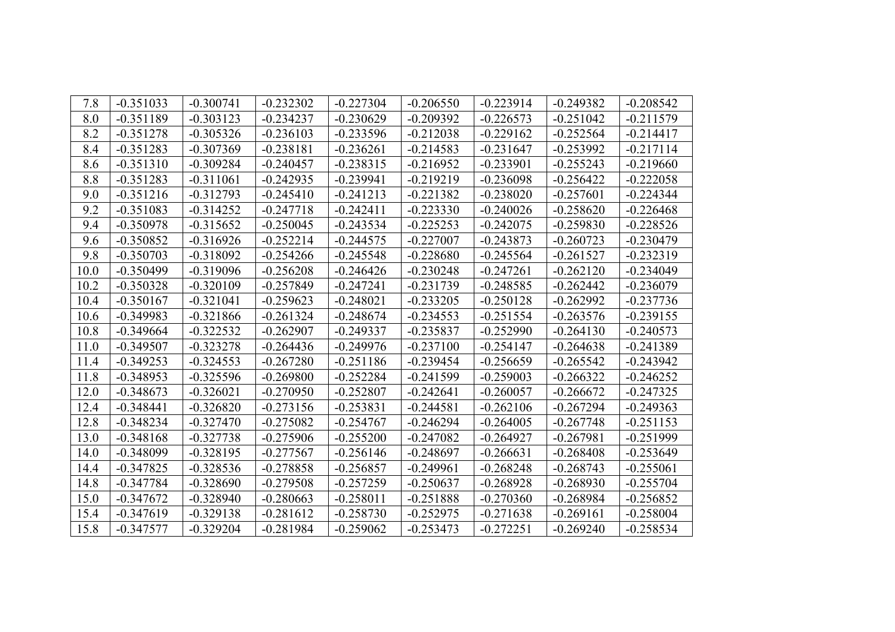| 7.8 | -0.351033 | -0.300741 | -0.232302 | -0.227304 | -0.206550 | -0.223914 | -0.249382 | -0.208542 |
|---|---|---|---|---|---|---|---|---|
| 8.0 | -0.351189 | -0.303123 | -0.234237 | -0.230629 | -0.209392 | -0.226573 | -0.251042 | -0.211579 |
| 8.2 | -0.351278 | -0.305326 | -0.236103 | -0.233596 | -0.212038 | -0.229162 | -0.252564 | -0.214417 |
| 8.4 | -0.351283 | -0.307369 | -0.238181 | -0.236261 | -0.214583 | -0.231647 | -0.253992 | -0.217114 |
| 8.6 | -0.351310 | -0.309284 | -0.240457 | -0.238315 | -0.216952 | -0.233901 | -0.255243 | -0.219660 |
| 8.8 | -0.351283 | -0.311061 | -0.242935 | -0.239941 | -0.219219 | -0.236098 | -0.256422 | -0.222058 |
| 9.0 | -0.351216 | -0.312793 | -0.245410 | -0.241213 | -0.221382 | -0.238020 | -0.257601 | -0.224344 |
| 9.2 | -0.351083 | -0.314252 | -0.247718 | -0.242411 | -0.223330 | -0.240026 | -0.258620 | -0.226468 |
| 9.4 | -0.350978 | -0.315652 | -0.250045 | -0.243534 | -0.225253 | -0.242075 | -0.259830 | -0.228526 |
| 9.6 | -0.350852 | -0.316926 | -0.252214 | -0.244575 | -0.227007 | -0.243873 | -0.260723 | -0.230479 |
| 9.8 | -0.350703 | -0.318092 | -0.254266 | -0.245548 | -0.228680 | -0.245564 | -0.261527 | -0.232319 |
| 10.0 | -0.350499 | -0.319096 | -0.256208 | -0.246426 | -0.230248 | -0.247261 | -0.262120 | -0.234049 |
| 10.2 | -0.350328 | -0.320109 | -0.257849 | -0.247241 | -0.231739 | -0.248585 | -0.262442 | -0.236079 |
| 10.4 | -0.350167 | -0.321041 | -0.259623 | -0.248021 | -0.233205 | -0.250128 | -0.262992 | -0.237736 |
| 10.6 | -0.349983 | -0.321866 | -0.261324 | -0.248674 | -0.234553 | -0.251554 | -0.263576 | -0.239155 |
| 10.8 | -0.349664 | -0.322532 | -0.262907 | -0.249337 | -0.235837 | -0.252990 | -0.264130 | -0.240573 |
| 11.0 | -0.349507 | -0.323278 | -0.264436 | -0.249976 | -0.237100 | -0.254147 | -0.264638 | -0.241389 |
| 11.4 | -0.349253 | -0.324553 | -0.267280 | -0.251186 | -0.239454 | -0.256659 | -0.265542 | -0.243942 |
| 11.8 | -0.348953 | -0.325596 | -0.269800 | -0.252284 | -0.241599 | -0.259003 | -0.266322 | -0.246252 |
| 12.0 | -0.348673 | -0.326021 | -0.270950 | -0.252807 | -0.242641 | -0.260057 | -0.266672 | -0.247325 |
| 12.4 | -0.348441 | -0.326820 | -0.273156 | -0.253831 | -0.244581 | -0.262106 | -0.267294 | -0.249363 |
| 12.8 | -0.348234 | -0.327470 | -0.275082 | -0.254767 | -0.246294 | -0.264005 | -0.267748 | -0.251153 |
| 13.0 | -0.348168 | -0.327738 | -0.275906 | -0.255200 | -0.247082 | -0.264927 | -0.267981 | -0.251999 |
| 14.0 | -0.348099 | -0.328195 | -0.277567 | -0.256146 | -0.248697 | -0.266631 | -0.268408 | -0.253649 |
| 14.4 | -0.347825 | -0.328536 | -0.278858 | -0.256857 | -0.249961 | -0.268248 | -0.268743 | -0.255061 |
| 14.8 | -0.347784 | -0.328690 | -0.279508 | -0.257259 | -0.250637 | -0.268928 | -0.268930 | -0.255704 |
| 15.0 | -0.347672 | -0.328940 | -0.280663 | -0.258011 | -0.251888 | -0.270360 | -0.268984 | -0.256852 |
| 15.4 | -0.347619 | -0.329138 | -0.281612 | -0.258730 | -0.252975 | -0.271638 | -0.269161 | -0.258004 |
| 15.8 | -0.347577 | -0.329204 | -0.281984 | -0.259062 | -0.253473 | -0.272251 | -0.269240 | -0.258534 |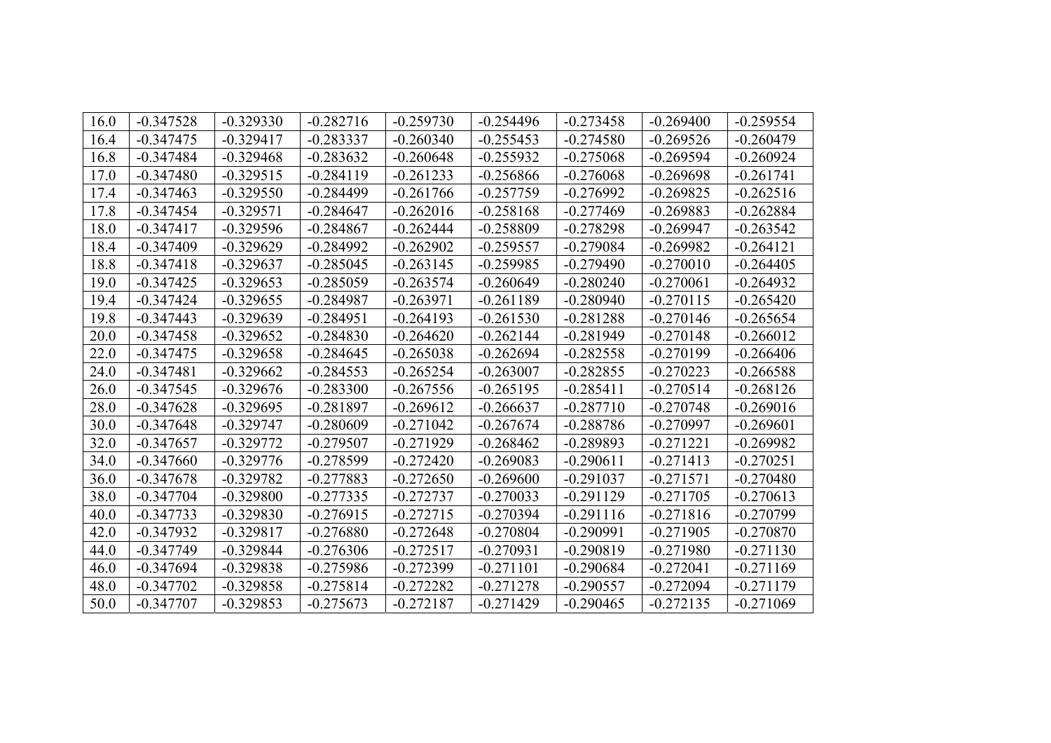| | | | | | | | | |
|---|---|---|---|---|---|---|---|---|
| 16.0 | -0.347528 | -0.329330 | -0.282716 | -0.259730 | -0.254496 | -0.273458 | -0.269400 | -0.259554 |
| 16.4 | -0.347475 | -0.329417 | -0.283337 | -0.260340 | -0.255453 | -0.274580 | -0.269526 | -0.260479 |
| 16.8 | -0.347484 | -0.329468 | -0.283632 | -0.260648 | -0.255932 | -0.275068 | -0.269594 | -0.260924 |
| 17.0 | -0.347480 | -0.329515 | -0.284119 | -0.261233 | -0.256866 | -0.276068 | -0.269698 | -0.261741 |
| 17.4 | -0.347463 | -0.329550 | -0.284499 | -0.261766 | -0.257759 | -0.276992 | -0.269825 | -0.262516 |
| 17.8 | -0.347454 | -0.329571 | -0.284647 | -0.262016 | -0.258168 | -0.277469 | -0.269883 | -0.262884 |
| 18.0 | -0.347417 | -0.329596 | -0.284867 | -0.262444 | -0.258809 | -0.278298 | -0.269947 | -0.263542 |
| 18.4 | -0.347409 | -0.329629 | -0.284992 | -0.262902 | -0.259557 | -0.279084 | -0.269982 | -0.264121 |
| 18.8 | -0.347418 | -0.329637 | -0.285045 | -0.263145 | -0.259985 | -0.279490 | -0.270010 | -0.264405 |
| 19.0 | -0.347425 | -0.329653 | -0.285059 | -0.263574 | -0.260649 | -0.280240 | -0.270061 | -0.264932 |
| 19.4 | -0.347424 | -0.329655 | -0.284987 | -0.263971 | -0.261189 | -0.280940 | -0.270115 | -0.265420 |
| 19.8 | -0.347443 | -0.329639 | -0.284951 | -0.264193 | -0.261530 | -0.281288 | -0.270146 | -0.265654 |
| 20.0 | -0.347458 | -0.329652 | -0.284830 | -0.264620 | -0.262144 | -0.281949 | -0.270148 | -0.266012 |
| 22.0 | -0.347475 | -0.329658 | -0.284645 | -0.265038 | -0.262694 | -0.282558 | -0.270199 | -0.266406 |
| 24.0 | -0.347481 | -0.329662 | -0.284553 | -0.265254 | -0.263007 | -0.282855 | -0.270223 | -0.266588 |
| 26.0 | -0.347545 | -0.329676 | -0.283300 | -0.267556 | -0.265195 | -0.285411 | -0.270514 | -0.268126 |
| 28.0 | -0.347628 | -0.329695 | -0.281897 | -0.269612 | -0.266637 | -0.287710 | -0.270748 | -0.269016 |
| 30.0 | -0.347648 | -0.329747 | -0.280609 | -0.271042 | -0.267674 | -0.288786 | -0.270997 | -0.269601 |
| 32.0 | -0.347657 | -0.329772 | -0.279507 | -0.271929 | -0.268462 | -0.289893 | -0.271221 | -0.269982 |
| 34.0 | -0.347660 | -0.329776 | -0.278599 | -0.272420 | -0.269083 | -0.290611 | -0.271413 | -0.270251 |
| 36.0 | -0.347678 | -0.329782 | -0.277883 | -0.272650 | -0.269600 | -0.291037 | -0.271571 | -0.270480 |
| 38.0 | -0.347704 | -0.329800 | -0.277335 | -0.272737 | -0.270033 | -0.291129 | -0.271705 | -0.270613 |
| 40.0 | -0.347733 | -0.329830 | -0.276915 | -0.272715 | -0.270394 | -0.291116 | -0.271816 | -0.270799 |
| 42.0 | -0.347932 | -0.329817 | -0.276880 | -0.272648 | -0.270804 | -0.290991 | -0.271905 | -0.270870 |
| 44.0 | -0.347749 | -0.329844 | -0.276306 | -0.272517 | -0.270931 | -0.290819 | -0.271980 | -0.271130 |
| 46.0 | -0.347694 | -0.329838 | -0.275986 | -0.272399 | -0.271101 | -0.290684 | -0.272041 | -0.271169 |
| 48.0 | -0.347702 | -0.329858 | -0.275814 | -0.272282 | -0.271278 | -0.290557 | -0.272094 | -0.271179 |
| 50.0 | -0.347707 | -0.329853 | -0.275673 | -0.272187 | -0.271429 | -0.290465 | -0.272135 | -0.271069 |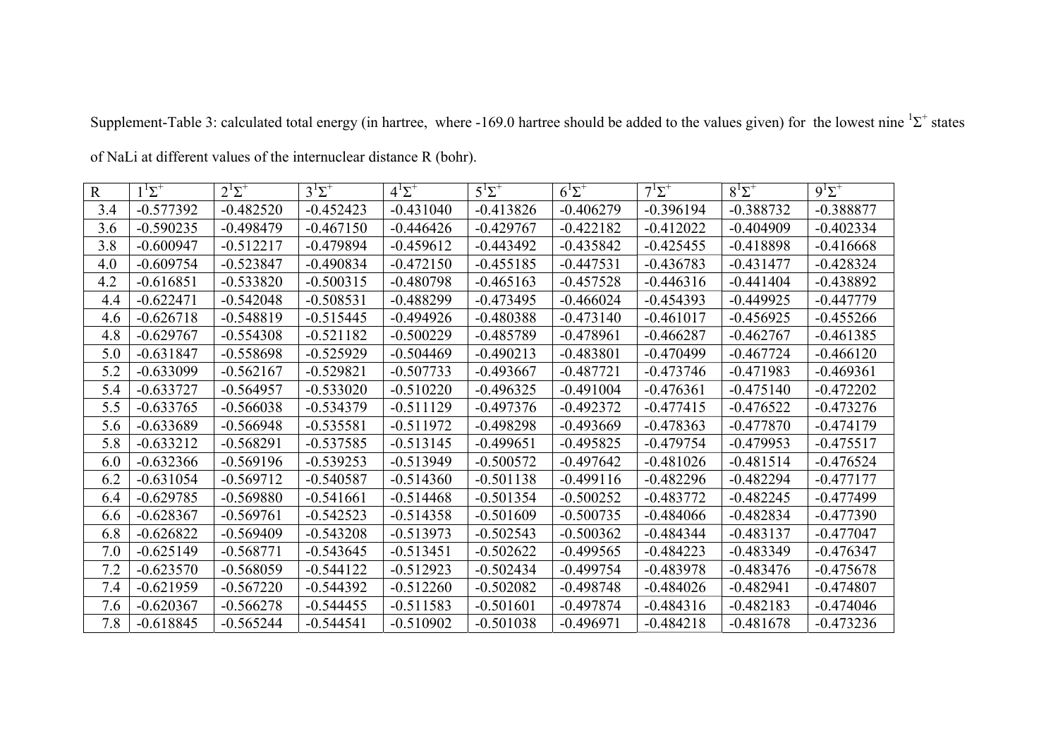Supplement-Table 3: calculated total energy (in hartree, where -169.0 hartree should be added to the values given) for the lowest nine $^1\Sigma^+$ states of NaLi at different values of the internuclear distance R (bohr).

| R | $1^1\Sigma^+$ | $2^1\Sigma^+$ | $3^1\Sigma^+$ | $4^1\Sigma^+$ | $5^1\Sigma^+$ | $6^1\Sigma^+$ | $7^1\Sigma^+$ | $8^1\Sigma^+$ | $9^1\Sigma^+$ |
|---|---|---|---|---|---|---|---|---|---|
| 3.4 | -0.577392 | -0.482520 | -0.452423 | -0.431040 | -0.413826 | -0.406279 | -0.396194 | -0.388732 | -0.388877 |
| 3.6 | -0.590235 | -0.498479 | -0.467150 | -0.446426 | -0.429767 | -0.422182 | -0.412022 | -0.404909 | -0.402334 |
| 3.8 | -0.600947 | -0.512217 | -0.479894 | -0.459612 | -0.443492 | -0.435842 | -0.425455 | -0.418898 | -0.416668 |
| 4.0 | -0.609754 | -0.523847 | -0.490834 | -0.472150 | -0.455185 | -0.447531 | -0.436783 | -0.431477 | -0.428324 |
| 4.2 | -0.616851 | -0.533820 | -0.500315 | -0.480798 | -0.465163 | -0.457528 | -0.446316 | -0.441404 | -0.438892 |
| 4.4 | -0.622471 | -0.542048 | -0.508531 | -0.488299 | -0.473495 | -0.466024 | -0.454393 | -0.449925 | -0.447779 |
| 4.6 | -0.626718 | -0.548819 | -0.515445 | -0.494926 | -0.480388 | -0.473140 | -0.461017 | -0.456925 | -0.455266 |
| 4.8 | -0.629767 | -0.554308 | -0.521182 | -0.500229 | -0.485789 | -0.478961 | -0.466287 | -0.462767 | -0.461385 |
| 5.0 | -0.631847 | -0.558698 | -0.525929 | -0.504469 | -0.490213 | -0.483801 | -0.470499 | -0.467724 | -0.466120 |
| 5.2 | -0.633099 | -0.562167 | -0.529821 | -0.507733 | -0.493667 | -0.487721 | -0.473746 | -0.471983 | -0.469361 |
| 5.4 | -0.633727 | -0.564957 | -0.533020 | -0.510220 | -0.496325 | -0.491004 | -0.476361 | -0.475140 | -0.472202 |
| 5.5 | -0.633765 | -0.566038 | -0.534379 | -0.511129 | -0.497376 | -0.492372 | -0.477415 | -0.476522 | -0.473276 |
| 5.6 | -0.633689 | -0.566948 | -0.535581 | -0.511972 | -0.498298 | -0.493669 | -0.478363 | -0.477870 | -0.474179 |
| 5.8 | -0.633212 | -0.568291 | -0.537585 | -0.513145 | -0.499651 | -0.495825 | -0.479754 | -0.479953 | -0.475517 |
| 6.0 | -0.632366 | -0.569196 | -0.539253 | -0.513949 | -0.500572 | -0.497642 | -0.481026 | -0.481514 | -0.476524 |
| 6.2 | -0.631054 | -0.569712 | -0.540587 | -0.514360 | -0.501138 | -0.499116 | -0.482296 | -0.482294 | -0.477177 |
| 6.4 | -0.629785 | -0.569880 | -0.541661 | -0.514468 | -0.501354 | -0.500252 | -0.483772 | -0.482245 | -0.477499 |
| 6.6 | -0.628367 | -0.569761 | -0.542523 | -0.514358 | -0.501609 | -0.500735 | -0.484066 | -0.482834 | -0.477390 |
| 6.8 | -0.626822 | -0.569409 | -0.543208 | -0.513973 | -0.502543 | -0.500362 | -0.484344 | -0.483137 | -0.477047 |
| 7.0 | -0.625149 | -0.568771 | -0.543645 | -0.513451 | -0.502622 | -0.499565 | -0.484223 | -0.483349 | -0.476347 |
| 7.2 | -0.623570 | -0.568059 | -0.544122 | -0.512923 | -0.502434 | -0.499754 | -0.483978 | -0.483476 | -0.475678 |
| 7.4 | -0.621959 | -0.567220 | -0.544392 | -0.512260 | -0.502082 | -0.498748 | -0.484026 | -0.482941 | -0.474807 |
| 7.6 | -0.620367 | -0.566278 | -0.544455 | -0.511583 | -0.501601 | -0.497874 | -0.484316 | -0.482183 | -0.474046 |
| 7.8 | -0.618845 | -0.565244 | -0.544541 | -0.510902 | -0.501038 | -0.496971 | -0.484218 | -0.481678 | -0.473236 |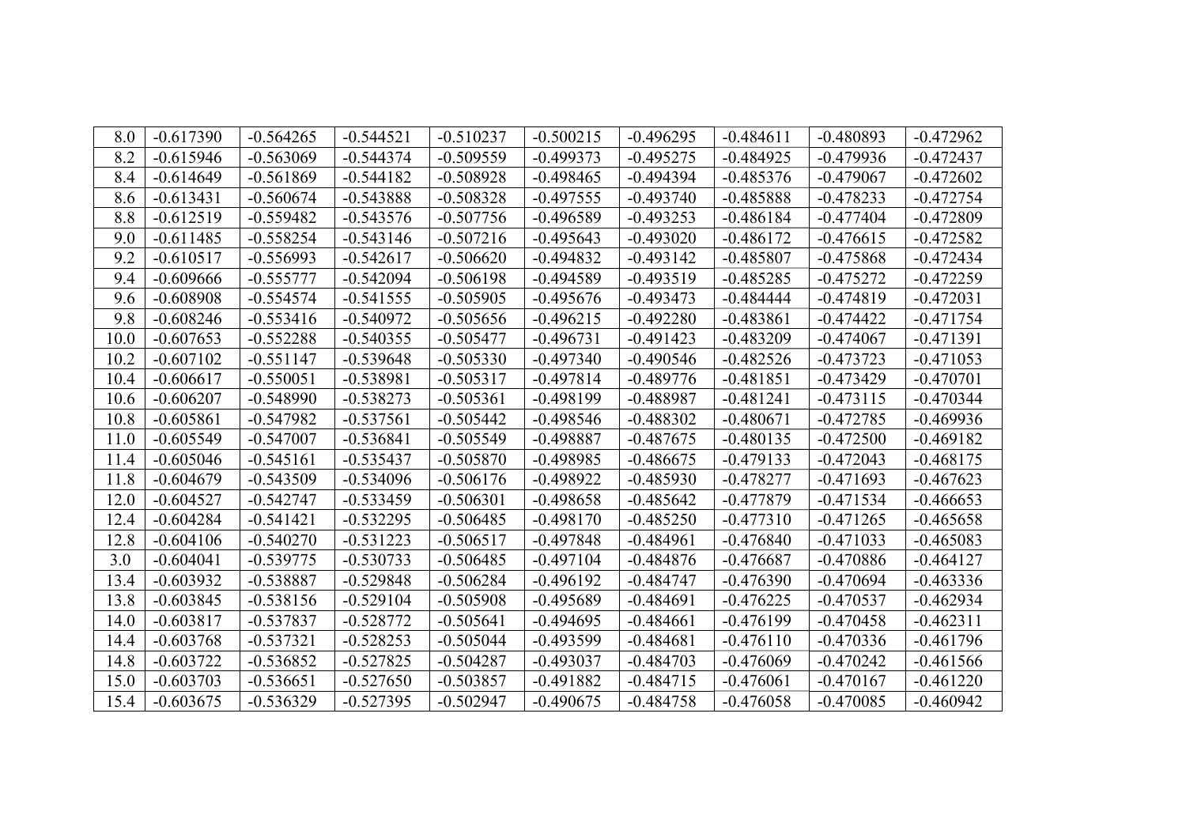| 8.0 | -0.617390 | -0.564265 | -0.544521 | -0.510237 | -0.500215 | -0.496295 | -0.484611 | -0.480893 | -0.472962 |
|---|---|---|---|---|---|---|---|---|---|
| 8.2 | -0.615946 | -0.563069 | -0.544374 | -0.509559 | -0.499373 | -0.495275 | -0.484925 | -0.479936 | -0.472437 |
| 8.4 | -0.614649 | -0.561869 | -0.544182 | -0.508928 | -0.498465 | -0.494394 | -0.485376 | -0.479067 | -0.472602 |
| 8.6 | -0.613431 | -0.560674 | -0.543888 | -0.508328 | -0.497555 | -0.493740 | -0.485888 | -0.478233 | -0.472754 |
| 8.8 | -0.612519 | -0.559482 | -0.543576 | -0.507756 | -0.496589 | -0.493253 | -0.486184 | -0.477404 | -0.472809 |
| 9.0 | -0.611485 | -0.558254 | -0.543146 | -0.507216 | -0.495643 | -0.493020 | -0.486172 | -0.476615 | -0.472582 |
| 9.2 | -0.610517 | -0.556993 | -0.542617 | -0.506620 | -0.494832 | -0.493142 | -0.485807 | -0.475868 | -0.472434 |
| 9.4 | -0.609666 | -0.555777 | -0.542094 | -0.506198 | -0.494589 | -0.493519 | -0.485285 | -0.475272 | -0.472259 |
| 9.6 | -0.608908 | -0.554574 | -0.541555 | -0.505905 | -0.495676 | -0.493473 | -0.484444 | -0.474819 | -0.472031 |
| 9.8 | -0.608246 | -0.553416 | -0.540972 | -0.505656 | -0.496215 | -0.492280 | -0.483861 | -0.474422 | -0.471754 |
| 10.0 | -0.607653 | -0.552288 | -0.540355 | -0.505477 | -0.496731 | -0.491423 | -0.483209 | -0.474067 | -0.471391 |
| 10.2 | -0.607102 | -0.551147 | -0.539648 | -0.505330 | -0.497340 | -0.490546 | -0.482526 | -0.473723 | -0.471053 |
| 10.4 | -0.606617 | -0.550051 | -0.538981 | -0.505317 | -0.497814 | -0.489776 | -0.481851 | -0.473429 | -0.470701 |
| 10.6 | -0.606207 | -0.548990 | -0.538273 | -0.505361 | -0.498199 | -0.488987 | -0.481241 | -0.473115 | -0.470344 |
| 10.8 | -0.605861 | -0.547982 | -0.537561 | -0.505442 | -0.498546 | -0.488302 | -0.480671 | -0.472785 | -0.469936 |
| 11.0 | -0.605549 | -0.547007 | -0.536841 | -0.505549 | -0.498887 | -0.487675 | -0.480135 | -0.472500 | -0.469182 |
| 11.4 | -0.605046 | -0.545161 | -0.535437 | -0.505870 | -0.498985 | -0.486675 | -0.479133 | -0.472043 | -0.468175 |
| 11.8 | -0.604679 | -0.543509 | -0.534096 | -0.506176 | -0.498922 | -0.485930 | -0.478277 | -0.471693 | -0.467623 |
| 12.0 | -0.604527 | -0.542747 | -0.533459 | -0.506301 | -0.498658 | -0.485642 | -0.477879 | -0.471534 | -0.466653 |
| 12.4 | -0.604284 | -0.541421 | -0.532295 | -0.506485 | -0.498170 | -0.485250 | -0.477310 | -0.471265 | -0.465658 |
| 12.8 | -0.604106 | -0.540270 | -0.531223 | -0.506517 | -0.497848 | -0.484961 | -0.476840 | -0.471033 | -0.465083 |
| 3.0 | -0.604041 | -0.539775 | -0.530733 | -0.506485 | -0.497104 | -0.484876 | -0.476687 | -0.470886 | -0.464127 |
| 13.4 | -0.603932 | -0.538887 | -0.529848 | -0.506284 | -0.496192 | -0.484747 | -0.476390 | -0.470694 | -0.463336 |
| 13.8 | -0.603845 | -0.538156 | -0.529104 | -0.505908 | -0.495689 | -0.484691 | -0.476225 | -0.470537 | -0.462934 |
| 14.0 | -0.603817 | -0.537837 | -0.528772 | -0.505641 | -0.494695 | -0.484661 | -0.476199 | -0.470458 | -0.462311 |
| 14.4 | -0.603768 | -0.537321 | -0.528253 | -0.505044 | -0.493599 | -0.484681 | -0.476110 | -0.470336 | -0.461796 |
| 14.8 | -0.603722 | -0.536852 | -0.527825 | -0.504287 | -0.493037 | -0.484703 | -0.476069 | -0.470242 | -0.461566 |
| 15.0 | -0.603703 | -0.536651 | -0.527650 | -0.503857 | -0.491882 | -0.484715 | -0.476061 | -0.470167 | -0.461220 |
| 15.4 | -0.603675 | -0.536329 | -0.527395 | -0.502947 | -0.490675 | -0.484758 | -0.476058 | -0.470085 | -0.460942 |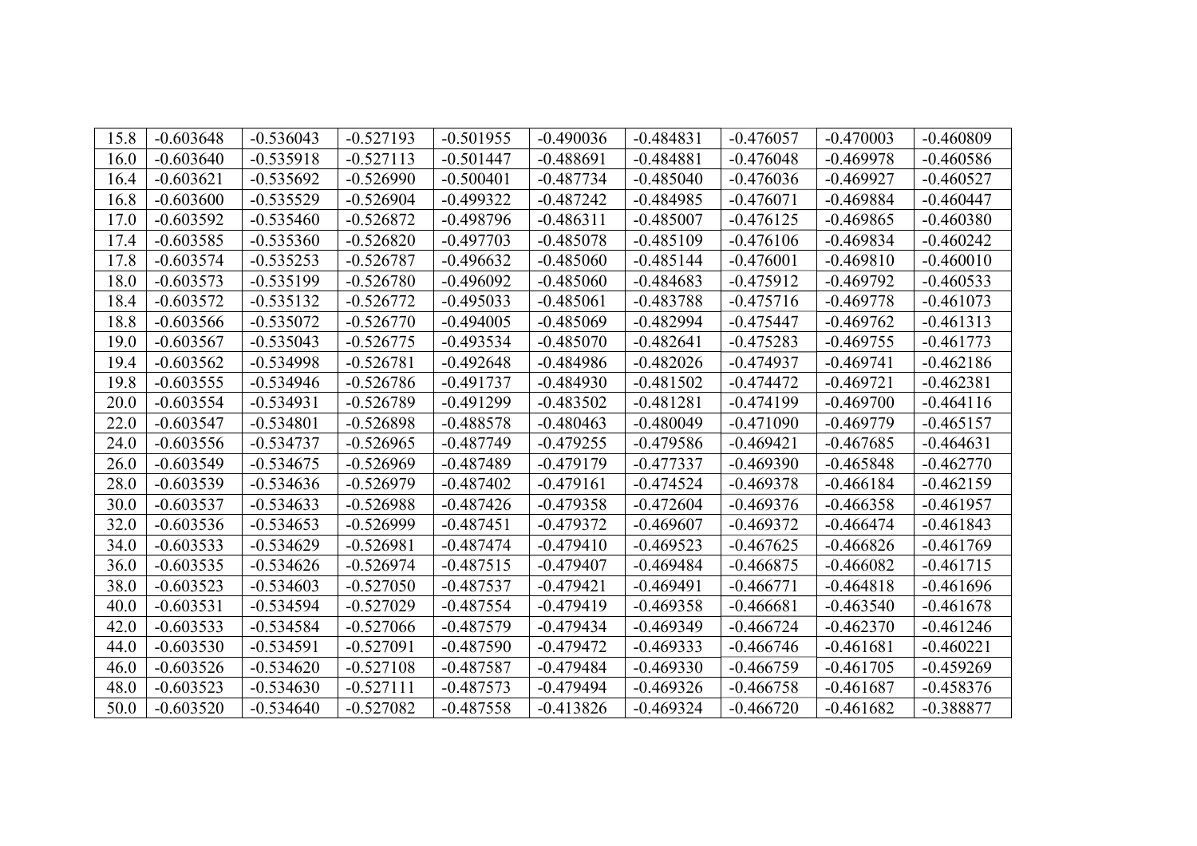| 15.8 | -0.603648 | -0.536043 | -0.527193 | -0.501955 | -0.490036 | -0.484831 | -0.476057 | -0.470003 | -0.460809 |
|---|---|---|---|---|---|---|---|---|---|
| 16.0 | -0.603640 | -0.535918 | -0.527113 | -0.501447 | -0.488691 | -0.484881 | -0.476048 | -0.469978 | -0.460586 |
| 16.4 | -0.603621 | -0.535692 | -0.526990 | -0.500401 | -0.487734 | -0.485040 | -0.476036 | -0.469927 | -0.460527 |
| 16.8 | -0.603600 | -0.535529 | -0.526904 | -0.499322 | -0.487242 | -0.484985 | -0.476071 | -0.469884 | -0.460447 |
| 17.0 | -0.603592 | -0.535460 | -0.526872 | -0.498796 | -0.486311 | -0.485007 | -0.476125 | -0.469865 | -0.460380 |
| 17.4 | -0.603585 | -0.535360 | -0.526820 | -0.497703 | -0.485078 | -0.485109 | -0.476106 | -0.469834 | -0.460242 |
| 17.8 | -0.603574 | -0.535253 | -0.526787 | -0.496632 | -0.485060 | -0.485144 | -0.476001 | -0.469810 | -0.460010 |
| 18.0 | -0.603573 | -0.535199 | -0.526780 | -0.496092 | -0.485060 | -0.484683 | -0.475912 | -0.469792 | -0.460533 |
| 18.4 | -0.603572 | -0.535132 | -0.526772 | -0.495033 | -0.485061 | -0.483788 | -0.475716 | -0.469778 | -0.461073 |
| 18.8 | -0.603566 | -0.535072 | -0.526770 | -0.494005 | -0.485069 | -0.482994 | -0.475447 | -0.469762 | -0.461313 |
| 19.0 | -0.603567 | -0.535043 | -0.526775 | -0.493534 | -0.485070 | -0.482641 | -0.475283 | -0.469755 | -0.461773 |
| 19.4 | -0.603562 | -0.534998 | -0.526781 | -0.492648 | -0.484986 | -0.482026 | -0.474937 | -0.469741 | -0.462186 |
| 19.8 | -0.603555 | -0.534946 | -0.526786 | -0.491737 | -0.484930 | -0.481502 | -0.474472 | -0.469721 | -0.462381 |
| 20.0 | -0.603554 | -0.534931 | -0.526789 | -0.491299 | -0.483502 | -0.481281 | -0.474199 | -0.469700 | -0.464116 |
| 22.0 | -0.603547 | -0.534801 | -0.526898 | -0.488578 | -0.480463 | -0.480049 | -0.471090 | -0.469779 | -0.465157 |
| 24.0 | -0.603556 | -0.534737 | -0.526965 | -0.487749 | -0.479255 | -0.479586 | -0.469421 | -0.467685 | -0.464631 |
| 26.0 | -0.603549 | -0.534675 | -0.526969 | -0.487489 | -0.479179 | -0.477337 | -0.469390 | -0.465848 | -0.462770 |
| 28.0 | -0.603539 | -0.534636 | -0.526979 | -0.487402 | -0.479161 | -0.474524 | -0.469378 | -0.466184 | -0.462159 |
| 30.0 | -0.603537 | -0.534633 | -0.526988 | -0.487426 | -0.479358 | -0.472604 | -0.469376 | -0.466358 | -0.461957 |
| 32.0 | -0.603536 | -0.534653 | -0.526999 | -0.487451 | -0.479372 | -0.469607 | -0.469372 | -0.466474 | -0.461843 |
| 34.0 | -0.603533 | -0.534629 | -0.526981 | -0.487474 | -0.479410 | -0.469523 | -0.467625 | -0.466826 | -0.461769 |
| 36.0 | -0.603535 | -0.534626 | -0.526974 | -0.487515 | -0.479407 | -0.469484 | -0.466875 | -0.466082 | -0.461715 |
| 38.0 | -0.603523 | -0.534603 | -0.527050 | -0.487537 | -0.479421 | -0.469491 | -0.466771 | -0.464818 | -0.461696 |
| 40.0 | -0.603531 | -0.534594 | -0.527029 | -0.487554 | -0.479419 | -0.469358 | -0.466681 | -0.463540 | -0.461678 |
| 42.0 | -0.603533 | -0.534584 | -0.527066 | -0.487579 | -0.479434 | -0.469349 | -0.466724 | -0.462370 | -0.461246 |
| 44.0 | -0.603530 | -0.534591 | -0.527091 | -0.487590 | -0.479472 | -0.469333 | -0.466746 | -0.461681 | -0.460221 |
| 46.0 | -0.603526 | -0.534620 | -0.527108 | -0.487587 | -0.479484 | -0.469330 | -0.466759 | -0.461705 | -0.459269 |
| 48.0 | -0.603523 | -0.534630 | -0.527111 | -0.487573 | -0.479494 | -0.469326 | -0.466758 | -0.461687 | -0.458376 |
| 50.0 | -0.603520 | -0.534640 | -0.527082 | -0.487558 | -0.413826 | -0.469324 | -0.466720 | -0.461682 | -0.388877 |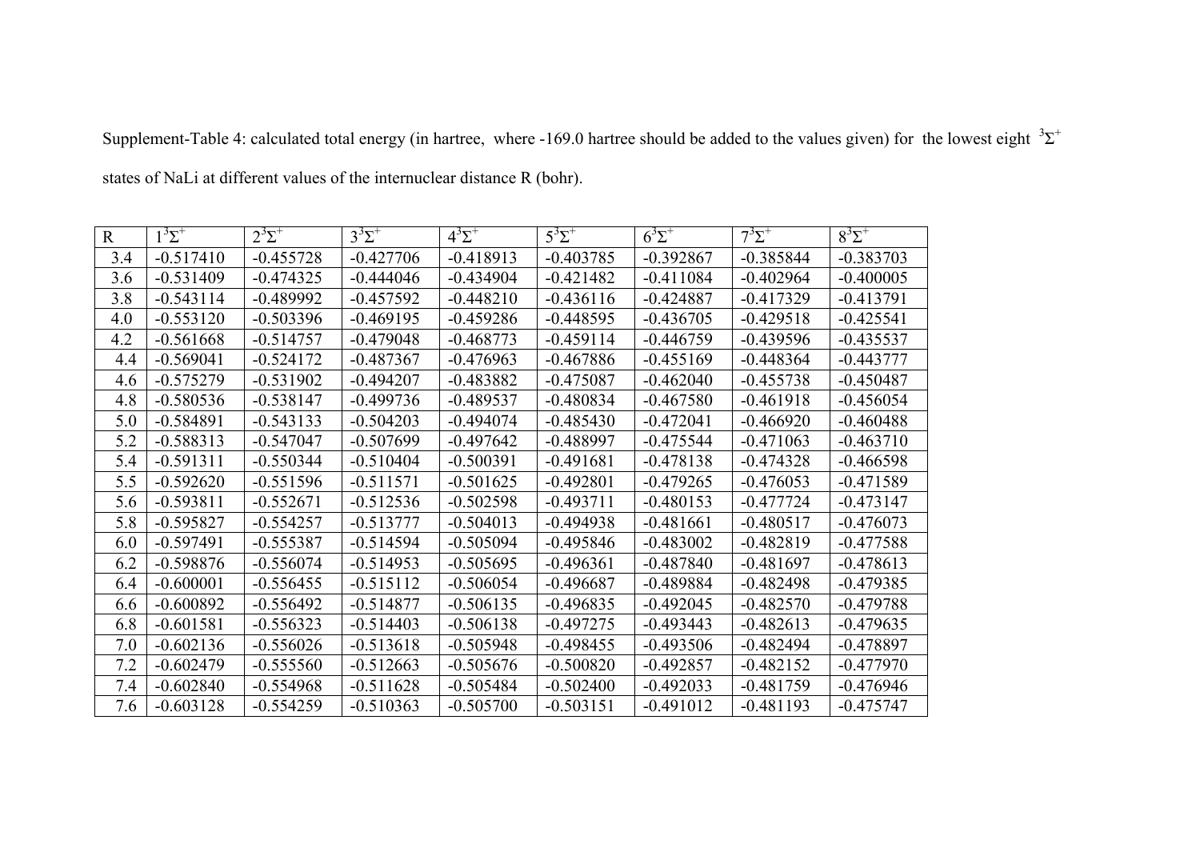Supplement-Table 4: calculated total energy (in hartree, where -169.0 hartree should be added to the values given) for the lowest eight $^3\Sigma^+$ states of NaLi at different values of the internuclear distance R (bohr).

| R | $1^3\Sigma^+$ | $2^3\Sigma^+$ | $3^3\Sigma^+$ | $4^3\Sigma^+$ | $5^3\Sigma^+$ | $6^3\Sigma^+$ | $7^3\Sigma^+$ | $8^3\Sigma^+$ |
|---|---|---|---|---|---|---|---|---|
| 3.4 | -0.517410 | -0.455728 | -0.427706 | -0.418913 | -0.403785 | -0.392867 | -0.385844 | -0.383703 |
| 3.6 | -0.531409 | -0.474325 | -0.444046 | -0.434904 | -0.421482 | -0.411084 | -0.402964 | -0.400005 |
| 3.8 | -0.543114 | -0.489992 | -0.457592 | -0.448210 | -0.436116 | -0.424887 | -0.417329 | -0.413791 |
| 4.0 | -0.553120 | -0.503396 | -0.469195 | -0.459286 | -0.448595 | -0.436705 | -0.429518 | -0.425541 |
| 4.2 | -0.561668 | -0.514757 | -0.479048 | -0.468773 | -0.459114 | -0.446759 | -0.439596 | -0.435537 |
| 4.4 | -0.569041 | -0.524172 | -0.487367 | -0.476963 | -0.467886 | -0.455169 | -0.448364 | -0.443777 |
| 4.6 | -0.575279 | -0.531902 | -0.494207 | -0.483882 | -0.475087 | -0.462040 | -0.455738 | -0.450487 |
| 4.8 | -0.580536 | -0.538147 | -0.499736 | -0.489537 | -0.480834 | -0.467580 | -0.461918 | -0.456054 |
| 5.0 | -0.584891 | -0.543133 | -0.504203 | -0.494074 | -0.485430 | -0.472041 | -0.466920 | -0.460488 |
| 5.2 | -0.588313 | -0.547047 | -0.507699 | -0.497642 | -0.488997 | -0.475544 | -0.471063 | -0.463710 |
| 5.4 | -0.591311 | -0.550344 | -0.510404 | -0.500391 | -0.491681 | -0.478138 | -0.474328 | -0.466598 |
| 5.5 | -0.592620 | -0.551596 | -0.511571 | -0.501625 | -0.492801 | -0.479265 | -0.476053 | -0.471589 |
| 5.6 | -0.593811 | -0.552671 | -0.512536 | -0.502598 | -0.493711 | -0.480153 | -0.477724 | -0.473147 |
| 5.8 | -0.595827 | -0.554257 | -0.513777 | -0.504013 | -0.494938 | -0.481661 | -0.480517 | -0.476073 |
| 6.0 | -0.597491 | -0.555387 | -0.514594 | -0.505094 | -0.495846 | -0.483002 | -0.482819 | -0.477588 |
| 6.2 | -0.598876 | -0.556074 | -0.514953 | -0.505695 | -0.496361 | -0.487840 | -0.481697 | -0.478613 |
| 6.4 | -0.600001 | -0.556455 | -0.515112 | -0.506054 | -0.496687 | -0.489884 | -0.482498 | -0.479385 |
| 6.6 | -0.600892 | -0.556492 | -0.514877 | -0.506135 | -0.496835 | -0.492045 | -0.482570 | -0.479788 |
| 6.8 | -0.601581 | -0.556323 | -0.514403 | -0.506138 | -0.497275 | -0.493443 | -0.482613 | -0.479635 |
| 7.0 | -0.602136 | -0.556026 | -0.513618 | -0.505948 | -0.498455 | -0.493506 | -0.482494 | -0.478897 |
| 7.2 | -0.602479 | -0.555560 | -0.512663 | -0.505676 | -0.500820 | -0.492857 | -0.482152 | -0.477970 |
| 7.4 | -0.602840 | -0.554968 | -0.511628 | -0.505484 | -0.502400 | -0.492033 | -0.481759 | -0.476946 |
| 7.6 | -0.603128 | -0.554259 | -0.510363 | -0.505700 | -0.503151 | -0.491012 | -0.481193 | -0.475747 |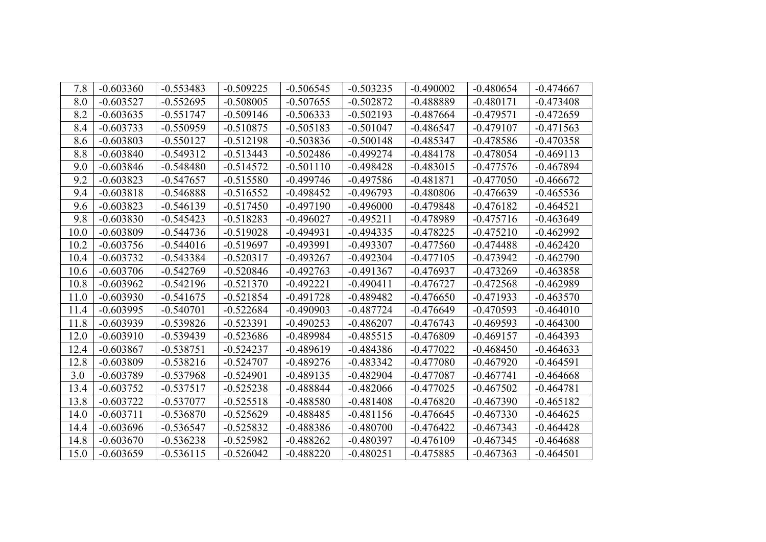| 7.8 | -0.603360 | -0.553483 | -0.509225 | -0.506545 | -0.503235 | -0.490002 | -0.480654 | -0.474667 |
|---|---|---|---|---|---|---|---|---|
| 8.0 | -0.603527 | -0.552695 | -0.508005 | -0.507655 | -0.502872 | -0.488889 | -0.480171 | -0.473408 |
| 8.2 | -0.603635 | -0.551747 | -0.509146 | -0.506333 | -0.502193 | -0.487664 | -0.479571 | -0.472659 |
| 8.4 | -0.603733 | -0.550959 | -0.510875 | -0.505183 | -0.501047 | -0.486547 | -0.479107 | -0.471563 |
| 8.6 | -0.603803 | -0.550127 | -0.512198 | -0.503836 | -0.500148 | -0.485347 | -0.478586 | -0.470358 |
| 8.8 | -0.603840 | -0.549312 | -0.513443 | -0.502486 | -0.499274 | -0.484178 | -0.478054 | -0.469113 |
| 9.0 | -0.603846 | -0.548480 | -0.514572 | -0.501110 | -0.498428 | -0.483015 | -0.477576 | -0.467894 |
| 9.2 | -0.603823 | -0.547657 | -0.515580 | -0.499746 | -0.497586 | -0.481871 | -0.477050 | -0.466672 |
| 9.4 | -0.603818 | -0.546888 | -0.516552 | -0.498452 | -0.496793 | -0.480806 | -0.476639 | -0.465536 |
| 9.6 | -0.603823 | -0.546139 | -0.517450 | -0.497190 | -0.496000 | -0.479848 | -0.476182 | -0.464521 |
| 9.8 | -0.603830 | -0.545423 | -0.518283 | -0.496027 | -0.495211 | -0.478989 | -0.475716 | -0.463649 |
| 10.0 | -0.603809 | -0.544736 | -0.519028 | -0.494931 | -0.494335 | -0.478225 | -0.475210 | -0.462992 |
| 10.2 | -0.603756 | -0.544016 | -0.519697 | -0.493991 | -0.493307 | -0.477560 | -0.474488 | -0.462420 |
| 10.4 | -0.603732 | -0.543384 | -0.520317 | -0.493267 | -0.492304 | -0.477105 | -0.473942 | -0.462790 |
| 10.6 | -0.603706 | -0.542769 | -0.520846 | -0.492763 | -0.491367 | -0.476937 | -0.473269 | -0.463858 |
| 10.8 | -0.603962 | -0.542196 | -0.521370 | -0.492221 | -0.490411 | -0.476727 | -0.472568 | -0.462989 |
| 11.0 | -0.603930 | -0.541675 | -0.521854 | -0.491728 | -0.489482 | -0.476650 | -0.471933 | -0.463570 |
| 11.4 | -0.603995 | -0.540701 | -0.522684 | -0.490903 | -0.487724 | -0.476649 | -0.470593 | -0.464010 |
| 11.8 | -0.603939 | -0.539826 | -0.523391 | -0.490253 | -0.486207 | -0.476743 | -0.469593 | -0.464300 |
| 12.0 | -0.603910 | -0.539439 | -0.523686 | -0.489984 | -0.485515 | -0.476809 | -0.469157 | -0.464393 |
| 12.4 | -0.603867 | -0.538751 | -0.524237 | -0.489619 | -0.484386 | -0.477022 | -0.468450 | -0.464633 |
| 12.8 | -0.603809 | -0.538216 | -0.524707 | -0.489276 | -0.483342 | -0.477080 | -0.467920 | -0.464591 |
| 3.0 | -0.603789 | -0.537968 | -0.524901 | -0.489135 | -0.482904 | -0.477087 | -0.467741 | -0.464668 |
| 13.4 | -0.603752 | -0.537517 | -0.525238 | -0.488844 | -0.482066 | -0.477025 | -0.467502 | -0.464781 |
| 13.8 | -0.603722 | -0.537077 | -0.525518 | -0.488580 | -0.481408 | -0.476820 | -0.467390 | -0.465182 |
| 14.0 | -0.603711 | -0.536870 | -0.525629 | -0.488485 | -0.481156 | -0.476645 | -0.467330 | -0.464625 |
| 14.4 | -0.603696 | -0.536547 | -0.525832 | -0.488386 | -0.480700 | -0.476422 | -0.467343 | -0.464428 |
| 14.8 | -0.603670 | -0.536238 | -0.525982 | -0.488262 | -0.480397 | -0.476109 | -0.467345 | -0.464688 |
| 15.0 | -0.603659 | -0.536115 | -0.526042 | -0.488220 | -0.480251 | -0.475885 | -0.467363 | -0.464501 |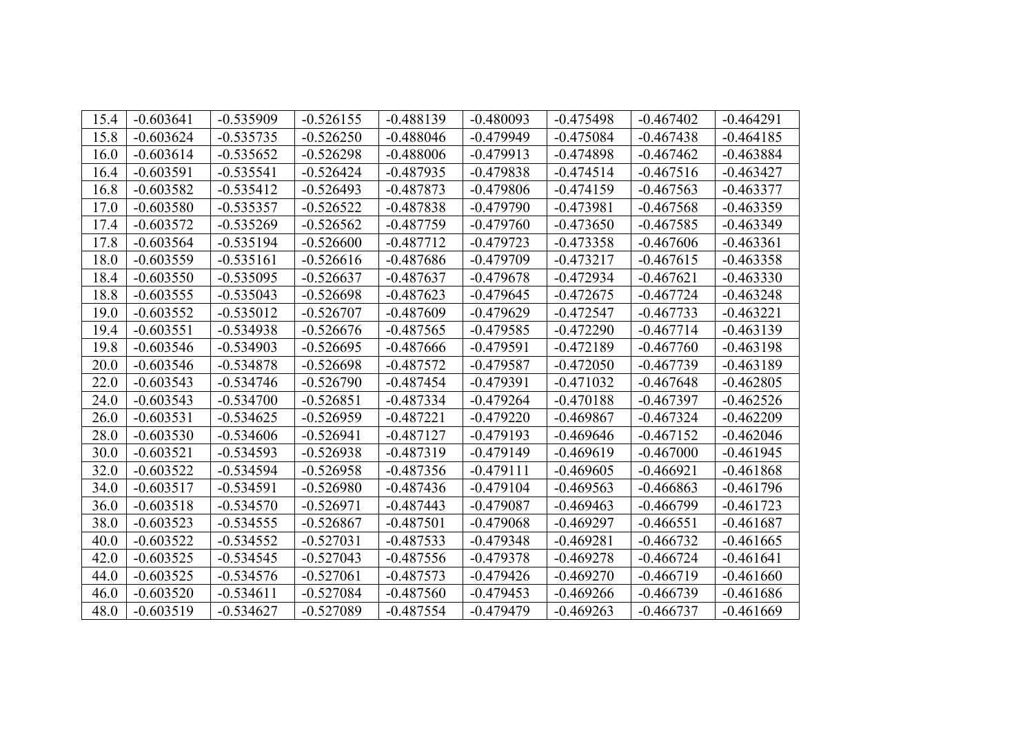| | | | | | | | | |
|---|---|---|---|---|---|---|---|---|
| 15.4 | -0.603641 | -0.535909 | -0.526155 | -0.488139 | -0.480093 | -0.475498 | -0.467402 | -0.464291 |
| 15.8 | -0.603624 | -0.535735 | -0.526250 | -0.488046 | -0.479949 | -0.475084 | -0.467438 | -0.464185 |
| 16.0 | -0.603614 | -0.535652 | -0.526298 | -0.488006 | -0.479913 | -0.474898 | -0.467462 | -0.463884 |
| 16.4 | -0.603591 | -0.535541 | -0.526424 | -0.487935 | -0.479838 | -0.474514 | -0.467516 | -0.463427 |
| 16.8 | -0.603582 | -0.535412 | -0.526493 | -0.487873 | -0.479806 | -0.474159 | -0.467563 | -0.463377 |
| 17.0 | -0.603580 | -0.535357 | -0.526522 | -0.487838 | -0.479790 | -0.473981 | -0.467568 | -0.463359 |
| 17.4 | -0.603572 | -0.535269 | -0.526562 | -0.487759 | -0.479760 | -0.473650 | -0.467585 | -0.463349 |
| 17.8 | -0.603564 | -0.535194 | -0.526600 | -0.487712 | -0.479723 | -0.473358 | -0.467606 | -0.463361 |
| 18.0 | -0.603559 | -0.535161 | -0.526616 | -0.487686 | -0.479709 | -0.473217 | -0.467615 | -0.463358 |
| 18.4 | -0.603550 | -0.535095 | -0.526637 | -0.487637 | -0.479678 | -0.472934 | -0.467621 | -0.463330 |
| 18.8 | -0.603555 | -0.535043 | -0.526698 | -0.487623 | -0.479645 | -0.472675 | -0.467724 | -0.463248 |
| 19.0 | -0.603552 | -0.535012 | -0.526707 | -0.487609 | -0.479629 | -0.472547 | -0.467733 | -0.463221 |
| 19.4 | -0.603551 | -0.534938 | -0.526676 | -0.487565 | -0.479585 | -0.472290 | -0.467714 | -0.463139 |
| 19.8 | -0.603546 | -0.534903 | -0.526695 | -0.487666 | -0.479591 | -0.472189 | -0.467760 | -0.463198 |
| 20.0 | -0.603546 | -0.534878 | -0.526698 | -0.487572 | -0.479587 | -0.472050 | -0.467739 | -0.463189 |
| 22.0 | -0.603543 | -0.534746 | -0.526790 | -0.487454 | -0.479391 | -0.471032 | -0.467648 | -0.462805 |
| 24.0 | -0.603543 | -0.534700 | -0.526851 | -0.487334 | -0.479264 | -0.470188 | -0.467397 | -0.462526 |
| 26.0 | -0.603531 | -0.534625 | -0.526959 | -0.487221 | -0.479220 | -0.469867 | -0.467324 | -0.462209 |
| 28.0 | -0.603530 | -0.534606 | -0.526941 | -0.487127 | -0.479193 | -0.469646 | -0.467152 | -0.462046 |
| 30.0 | -0.603521 | -0.534593 | -0.526938 | -0.487319 | -0.479149 | -0.469619 | -0.467000 | -0.461945 |
| 32.0 | -0.603522 | -0.534594 | -0.526958 | -0.487356 | -0.479111 | -0.469605 | -0.466921 | -0.461868 |
| 34.0 | -0.603517 | -0.534591 | -0.526980 | -0.487436 | -0.479104 | -0.469563 | -0.466863 | -0.461796 |
| 36.0 | -0.603518 | -0.534570 | -0.526971 | -0.487443 | -0.479087 | -0.469463 | -0.466799 | -0.461723 |
| 38.0 | -0.603523 | -0.534555 | -0.526867 | -0.487501 | -0.479068 | -0.469297 | -0.466551 | -0.461687 |
| 40.0 | -0.603522 | -0.534552 | -0.527031 | -0.487533 | -0.479348 | -0.469281 | -0.466732 | -0.461665 |
| 42.0 | -0.603525 | -0.534545 | -0.527043 | -0.487556 | -0.479378 | -0.469278 | -0.466724 | -0.461641 |
| 44.0 | -0.603525 | -0.534576 | -0.527061 | -0.487573 | -0.479426 | -0.469270 | -0.466719 | -0.461660 |
| 46.0 | -0.603520 | -0.534611 | -0.527084 | -0.487560 | -0.479453 | -0.469266 | -0.466739 | -0.461686 |
| 48.0 | -0.603519 | -0.534627 | -0.527089 | -0.487554 | -0.479479 | -0.469263 | -0.466737 | -0.461669 |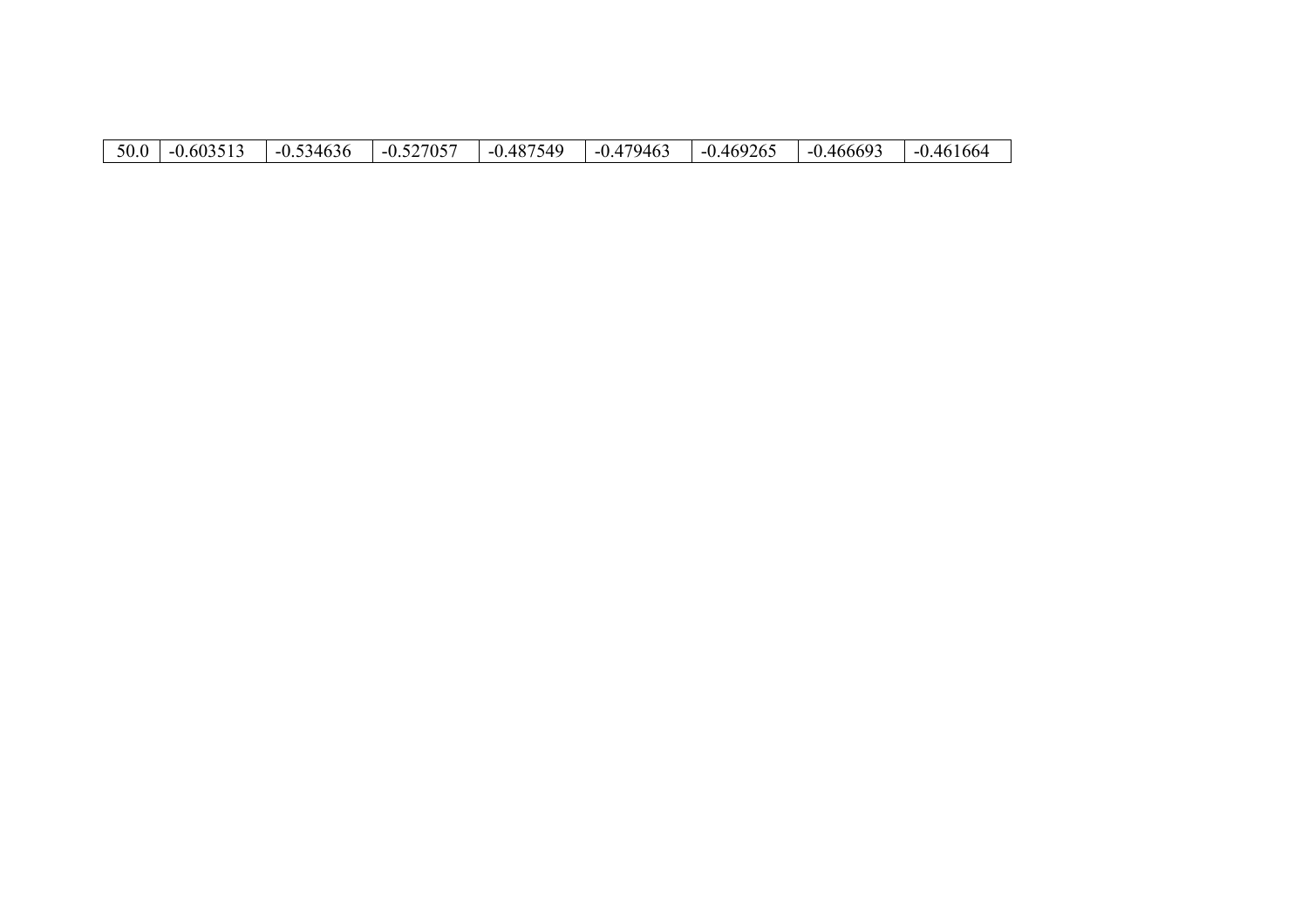| 50.0 | -0.603513 | -0.534636 | -0.527057 | -0.487549 | -0.479463 | -0.469265 | -0.466693 | -0.461664 |
|---|---|---|---|---|---|---|---|---|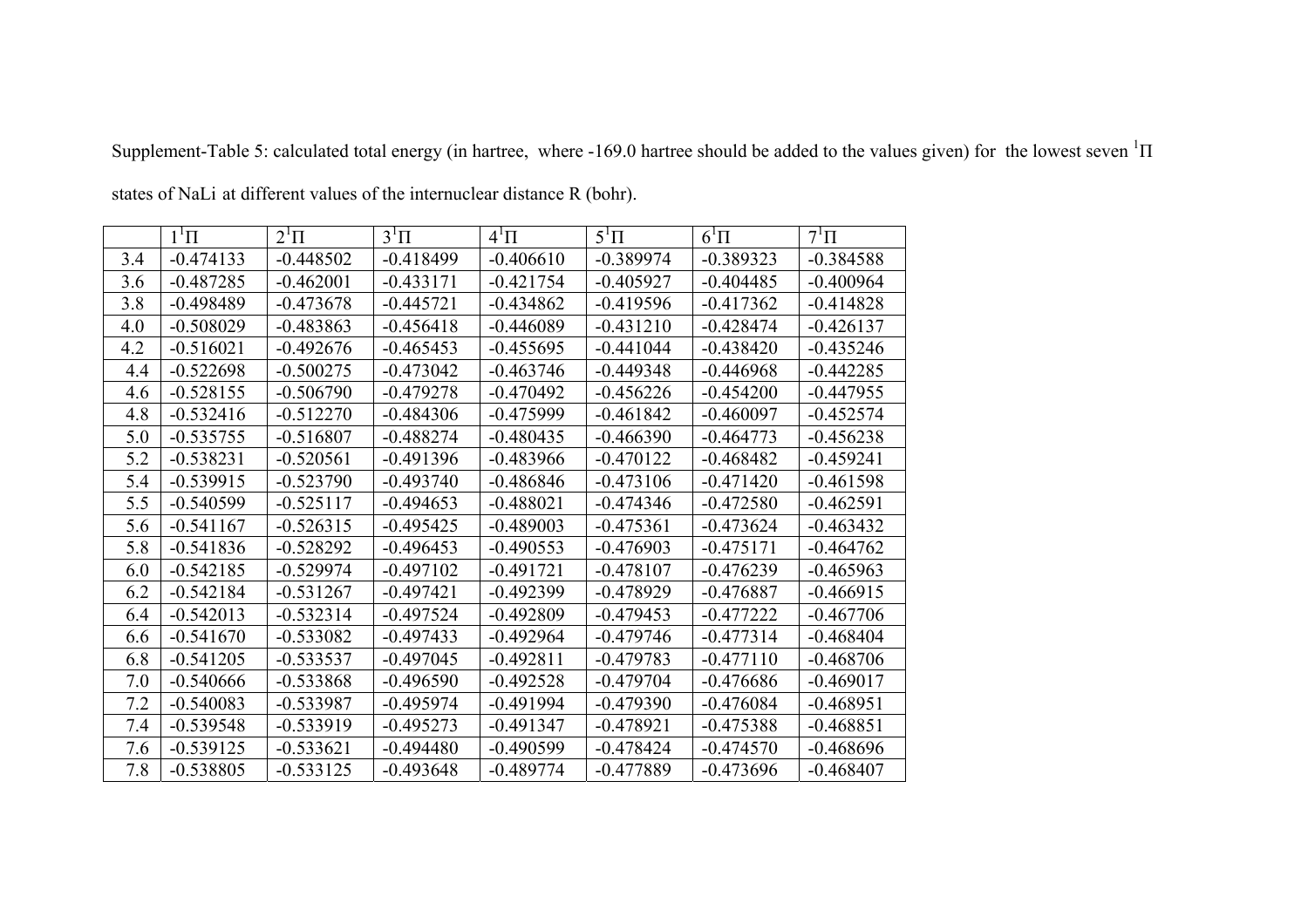Supplement-Table 5: calculated total energy (in hartree, where -169.0 hartree should be added to the values given) for the lowest seven $^1\Pi$ states of NaLi at different values of the internuclear distance R (bohr).

| | $1^1\Pi$ | $2^1\Pi$ | $3^1\Pi$ | $4^1\Pi$ | $5^1\Pi$ | $6^1\Pi$ | $7^1\Pi$ |
|---|---|---|---|---|---|---|---|
| 3.4 | -0.474133 | -0.448502 | -0.418499 | -0.406610 | -0.389974 | -0.389323 | -0.384588 |
| 3.6 | -0.487285 | -0.462001 | -0.433171 | -0.421754 | -0.405927 | -0.404485 | -0.400964 |
| 3.8 | -0.498489 | -0.473678 | -0.445721 | -0.434862 | -0.419596 | -0.417362 | -0.414828 |
| 4.0 | -0.508029 | -0.483863 | -0.456418 | -0.446089 | -0.431210 | -0.428474 | -0.426137 |
| 4.2 | -0.516021 | -0.492676 | -0.465453 | -0.455695 | -0.441044 | -0.438420 | -0.435246 |
| 4.4 | -0.522698 | -0.500275 | -0.473042 | -0.463746 | -0.449348 | -0.446968 | -0.442285 |
| 4.6 | -0.528155 | -0.506790 | -0.479278 | -0.470492 | -0.456226 | -0.454200 | -0.447955 |
| 4.8 | -0.532416 | -0.512270 | -0.484306 | -0.475999 | -0.461842 | -0.460097 | -0.452574 |
| 5.0 | -0.535755 | -0.516807 | -0.488274 | -0.480435 | -0.466390 | -0.464773 | -0.456238 |
| 5.2 | -0.538231 | -0.520561 | -0.491396 | -0.483966 | -0.470122 | -0.468482 | -0.459241 |
| 5.4 | -0.539915 | -0.523790 | -0.493740 | -0.486846 | -0.473106 | -0.471420 | -0.461598 |
| 5.5 | -0.540599 | -0.525117 | -0.494653 | -0.488021 | -0.474346 | -0.472580 | -0.462591 |
| 5.6 | -0.541167 | -0.526315 | -0.495425 | -0.489003 | -0.475361 | -0.473624 | -0.463432 |
| 5.8 | -0.541836 | -0.528292 | -0.496453 | -0.490553 | -0.476903 | -0.475171 | -0.464762 |
| 6.0 | -0.542185 | -0.529974 | -0.497102 | -0.491721 | -0.478107 | -0.476239 | -0.465963 |
| 6.2 | -0.542184 | -0.531267 | -0.497421 | -0.492399 | -0.478929 | -0.476887 | -0.466915 |
| 6.4 | -0.542013 | -0.532314 | -0.497524 | -0.492809 | -0.479453 | -0.477222 | -0.467706 |
| 6.6 | -0.541670 | -0.533082 | -0.497433 | -0.492964 | -0.479746 | -0.477314 | -0.468404 |
| 6.8 | -0.541205 | -0.533537 | -0.497045 | -0.492811 | -0.479783 | -0.477110 | -0.468706 |
| 7.0 | -0.540666 | -0.533868 | -0.496590 | -0.492528 | -0.479704 | -0.476686 | -0.469017 |
| 7.2 | -0.540083 | -0.533987 | -0.495974 | -0.491994 | -0.479390 | -0.476084 | -0.468951 |
| 7.4 | -0.539548 | -0.533919 | -0.495273 | -0.491347 | -0.478921 | -0.475388 | -0.468851 |
| 7.6 | -0.539125 | -0.533621 | -0.494480 | -0.490599 | -0.478424 | -0.474570 | -0.468696 |
| 7.8 | -0.538805 | -0.533125 | -0.493648 | -0.489774 | -0.477889 | -0.473696 | -0.468407 |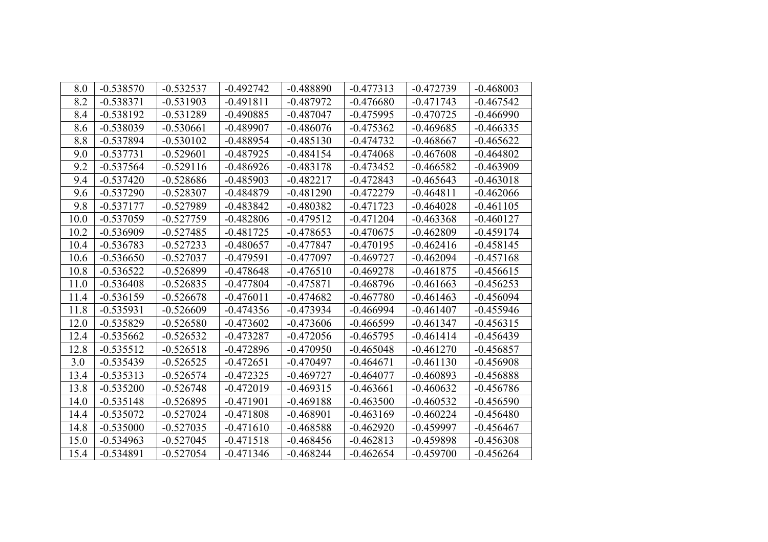| 8.0 | -0.538570 | -0.532537 | -0.492742 | -0.488890 | -0.477313 | -0.472739 | -0.468003 |
|---|---|---|---|---|---|---|---|
| 8.2 | -0.538371 | -0.531903 | -0.491811 | -0.487972 | -0.476680 | -0.471743 | -0.467542 |
| 8.4 | -0.538192 | -0.531289 | -0.490885 | -0.487047 | -0.475995 | -0.470725 | -0.466990 |
| 8.6 | -0.538039 | -0.530661 | -0.489907 | -0.486076 | -0.475362 | -0.469685 | -0.466335 |
| 8.8 | -0.537894 | -0.530102 | -0.488954 | -0.485130 | -0.474732 | -0.468667 | -0.465622 |
| 9.0 | -0.537731 | -0.529601 | -0.487925 | -0.484154 | -0.474068 | -0.467608 | -0.464802 |
| 9.2 | -0.537564 | -0.529116 | -0.486926 | -0.483178 | -0.473452 | -0.466582 | -0.463909 |
| 9.4 | -0.537420 | -0.528686 | -0.485903 | -0.482217 | -0.472843 | -0.465643 | -0.463018 |
| 9.6 | -0.537290 | -0.528307 | -0.484879 | -0.481290 | -0.472279 | -0.464811 | -0.462066 |
| 9.8 | -0.537177 | -0.527989 | -0.483842 | -0.480382 | -0.471723 | -0.464028 | -0.461105 |
| 10.0 | -0.537059 | -0.527759 | -0.482806 | -0.479512 | -0.471204 | -0.463368 | -0.460127 |
| 10.2 | -0.536909 | -0.527485 | -0.481725 | -0.478653 | -0.470675 | -0.462809 | -0.459174 |
| 10.4 | -0.536783 | -0.527233 | -0.480657 | -0.477847 | -0.470195 | -0.462416 | -0.458145 |
| 10.6 | -0.536650 | -0.527037 | -0.479591 | -0.477097 | -0.469727 | -0.462094 | -0.457168 |
| 10.8 | -0.536522 | -0.526899 | -0.478648 | -0.476510 | -0.469278 | -0.461875 | -0.456615 |
| 11.0 | -0.536408 | -0.526835 | -0.477804 | -0.475871 | -0.468796 | -0.461663 | -0.456253 |
| 11.4 | -0.536159 | -0.526678 | -0.476011 | -0.474682 | -0.467780 | -0.461463 | -0.456094 |
| 11.8 | -0.535931 | -0.526609 | -0.474356 | -0.473934 | -0.466994 | -0.461407 | -0.455946 |
| 12.0 | -0.535829 | -0.526580 | -0.473602 | -0.473606 | -0.466599 | -0.461347 | -0.456315 |
| 12.4 | -0.535662 | -0.526532 | -0.473287 | -0.472056 | -0.465795 | -0.461414 | -0.456439 |
| 12.8 | -0.535512 | -0.526518 | -0.472896 | -0.470950 | -0.465048 | -0.461270 | -0.456857 |
| 3.0 | -0.535439 | -0.526525 | -0.472651 | -0.470497 | -0.464671 | -0.461130 | -0.456908 |
| 13.4 | -0.535313 | -0.526574 | -0.472325 | -0.469727 | -0.464077 | -0.460893 | -0.456888 |
| 13.8 | -0.535200 | -0.526748 | -0.472019 | -0.469315 | -0.463661 | -0.460632 | -0.456786 |
| 14.0 | -0.535148 | -0.526895 | -0.471901 | -0.469188 | -0.463500 | -0.460532 | -0.456590 |
| 14.4 | -0.535072 | -0.527024 | -0.471808 | -0.468901 | -0.463169 | -0.460224 | -0.456480 |
| 14.8 | -0.535000 | -0.527035 | -0.471610 | -0.468588 | -0.462920 | -0.459997 | -0.456467 |
| 15.0 | -0.534963 | -0.527045 | -0.471518 | -0.468456 | -0.462813 | -0.459898 | -0.456308 |
| 15.4 | -0.534891 | -0.527054 | -0.471346 | -0.468244 | -0.462654 | -0.459700 | -0.456264 |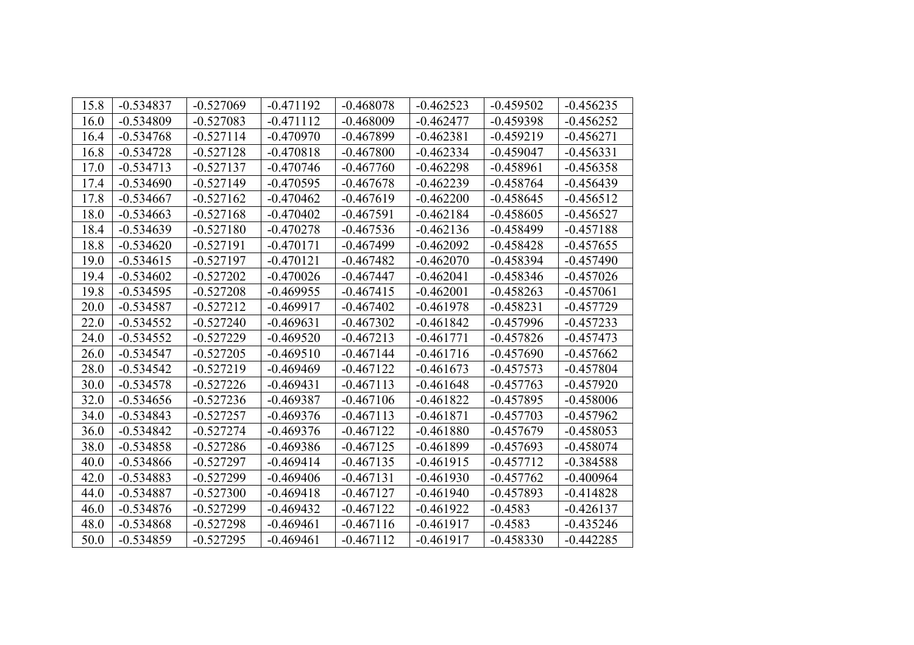| 15.8 | -0.534837 | -0.527069 | -0.471192 | -0.468078 | -0.462523 | -0.459502 | -0.456235 |
|---|---|---|---|---|---|---|---|
| 16.0 | -0.534809 | -0.527083 | -0.471112 | -0.468009 | -0.462477 | -0.459398 | -0.456252 |
| 16.4 | -0.534768 | -0.527114 | -0.470970 | -0.467899 | -0.462381 | -0.459219 | -0.456271 |
| 16.8 | -0.534728 | -0.527128 | -0.470818 | -0.467800 | -0.462334 | -0.459047 | -0.456331 |
| 17.0 | -0.534713 | -0.527137 | -0.470746 | -0.467760 | -0.462298 | -0.458961 | -0.456358 |
| 17.4 | -0.534690 | -0.527149 | -0.470595 | -0.467678 | -0.462239 | -0.458764 | -0.456439 |
| 17.8 | -0.534667 | -0.527162 | -0.470462 | -0.467619 | -0.462200 | -0.458645 | -0.456512 |
| 18.0 | -0.534663 | -0.527168 | -0.470402 | -0.467591 | -0.462184 | -0.458605 | -0.456527 |
| 18.4 | -0.534639 | -0.527180 | -0.470278 | -0.467536 | -0.462136 | -0.458499 | -0.457188 |
| 18.8 | -0.534620 | -0.527191 | -0.470171 | -0.467499 | -0.462092 | -0.458428 | -0.457655 |
| 19.0 | -0.534615 | -0.527197 | -0.470121 | -0.467482 | -0.462070 | -0.458394 | -0.457490 |
| 19.4 | -0.534602 | -0.527202 | -0.470026 | -0.467447 | -0.462041 | -0.458346 | -0.457026 |
| 19.8 | -0.534595 | -0.527208 | -0.469955 | -0.467415 | -0.462001 | -0.458263 | -0.457061 |
| 20.0 | -0.534587 | -0.527212 | -0.469917 | -0.467402 | -0.461978 | -0.458231 | -0.457729 |
| 22.0 | -0.534552 | -0.527240 | -0.469631 | -0.467302 | -0.461842 | -0.457996 | -0.457233 |
| 24.0 | -0.534552 | -0.527229 | -0.469520 | -0.467213 | -0.461771 | -0.457826 | -0.457473 |
| 26.0 | -0.534547 | -0.527205 | -0.469510 | -0.467144 | -0.461716 | -0.457690 | -0.457662 |
| 28.0 | -0.534542 | -0.527219 | -0.469469 | -0.467122 | -0.461673 | -0.457573 | -0.457804 |
| 30.0 | -0.534578 | -0.527226 | -0.469431 | -0.467113 | -0.461648 | -0.457763 | -0.457920 |
| 32.0 | -0.534656 | -0.527236 | -0.469387 | -0.467106 | -0.461822 | -0.457895 | -0.458006 |
| 34.0 | -0.534843 | -0.527257 | -0.469376 | -0.467113 | -0.461871 | -0.457703 | -0.457962 |
| 36.0 | -0.534842 | -0.527274 | -0.469376 | -0.467122 | -0.461880 | -0.457679 | -0.458053 |
| 38.0 | -0.534858 | -0.527286 | -0.469386 | -0.467125 | -0.461899 | -0.457693 | -0.458074 |
| 40.0 | -0.534866 | -0.527297 | -0.469414 | -0.467135 | -0.461915 | -0.457712 | -0.384588 |
| 42.0 | -0.534883 | -0.527299 | -0.469406 | -0.467131 | -0.461930 | -0.457762 | -0.400964 |
| 44.0 | -0.534887 | -0.527300 | -0.469418 | -0.467127 | -0.461940 | -0.457893 | -0.414828 |
| 46.0 | -0.534876 | -0.527299 | -0.469432 | -0.467122 | -0.461922 | -0.4583 | -0.426137 |
| 48.0 | -0.534868 | -0.527298 | -0.469461 | -0.467116 | -0.461917 | -0.4583 | -0.435246 |
| 50.0 | -0.534859 | -0.527295 | -0.469461 | -0.467112 | -0.461917 | -0.458330 | -0.442285 |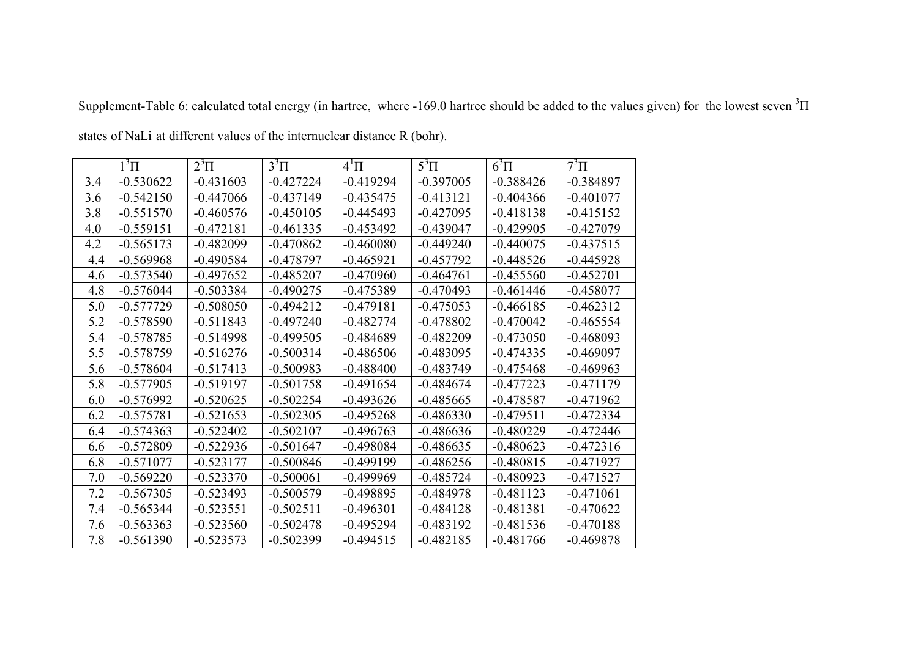Supplement-Table 6: calculated total energy (in hartree, where -169.0 hartree should be added to the values given) for the lowest seven $^3\Pi$ states of NaLi at different values of the internuclear distance R (bohr).

| | $1^3\Pi$ | $2^3\Pi$ | $3^3\Pi$ | $4^1\Pi$ | $5^3\Pi$ | $6^3\Pi$ | $7^3\Pi$ |
|---|---|---|---|---|---|---|---|
| 3.4 | -0.530622 | -0.431603 | -0.427224 | -0.419294 | -0.397005 | -0.388426 | -0.384897 |
| 3.6 | -0.542150 | -0.447066 | -0.437149 | -0.435475 | -0.413121 | -0.404366 | -0.401077 |
| 3.8 | -0.551570 | -0.460576 | -0.450105 | -0.445493 | -0.427095 | -0.418138 | -0.415152 |
| 4.0 | -0.559151 | -0.472181 | -0.461335 | -0.453492 | -0.439047 | -0.429905 | -0.427079 |
| 4.2 | -0.565173 | -0.482099 | -0.470862 | -0.460080 | -0.449240 | -0.440075 | -0.437515 |
| 4.4 | -0.569968 | -0.490584 | -0.478797 | -0.465921 | -0.457792 | -0.448526 | -0.445928 |
| 4.6 | -0.573540 | -0.497652 | -0.485207 | -0.470960 | -0.464761 | -0.455560 | -0.452701 |
| 4.8 | -0.576044 | -0.503384 | -0.490275 | -0.475389 | -0.470493 | -0.461446 | -0.458077 |
| 5.0 | -0.577729 | -0.508050 | -0.494212 | -0.479181 | -0.475053 | -0.466185 | -0.462312 |
| 5.2 | -0.578590 | -0.511843 | -0.497240 | -0.482774 | -0.478802 | -0.470042 | -0.465554 |
| 5.4 | -0.578785 | -0.514998 | -0.499505 | -0.484689 | -0.482209 | -0.473050 | -0.468093 |
| 5.5 | -0.578759 | -0.516276 | -0.500314 | -0.486506 | -0.483095 | -0.474335 | -0.469097 |
| 5.6 | -0.578604 | -0.517413 | -0.500983 | -0.488400 | -0.483749 | -0.475468 | -0.469963 |
| 5.8 | -0.577905 | -0.519197 | -0.501758 | -0.491654 | -0.484674 | -0.477223 | -0.471179 |
| 6.0 | -0.576992 | -0.520625 | -0.502254 | -0.493626 | -0.485665 | -0.478587 | -0.471962 |
| 6.2 | -0.575781 | -0.521653 | -0.502305 | -0.495268 | -0.486330 | -0.479511 | -0.472334 |
| 6.4 | -0.574363 | -0.522402 | -0.502107 | -0.496763 | -0.486636 | -0.480229 | -0.472446 |
| 6.6 | -0.572809 | -0.522936 | -0.501647 | -0.498084 | -0.486635 | -0.480623 | -0.472316 |
| 6.8 | -0.571077 | -0.523177 | -0.500846 | -0.499199 | -0.486256 | -0.480815 | -0.471927 |
| 7.0 | -0.569220 | -0.523370 | -0.500061 | -0.499969 | -0.485724 | -0.480923 | -0.471527 |
| 7.2 | -0.567305 | -0.523493 | -0.500579 | -0.498895 | -0.484978 | -0.481123 | -0.471061 |
| 7.4 | -0.565344 | -0.523551 | -0.502511 | -0.496301 | -0.484128 | -0.481381 | -0.470622 |
| 7.6 | -0.563363 | -0.523560 | -0.502478 | -0.495294 | -0.483192 | -0.481536 | -0.470188 |
| 7.8 | -0.561390 | -0.523573 | -0.502399 | -0.494515 | -0.482185 | -0.481766 | -0.469878 |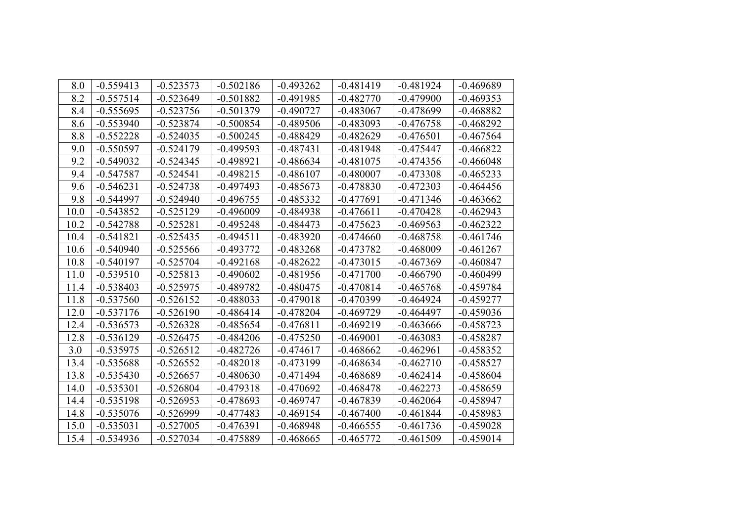| 8.0 | -0.559413 | -0.523573 | -0.502186 | -0.493262 | -0.481419 | -0.481924 | -0.469689 |
|---|---|---|---|---|---|---|---|
| 8.2 | -0.557514 | -0.523649 | -0.501882 | -0.491985 | -0.482770 | -0.479900 | -0.469353 |
| 8.4 | -0.555695 | -0.523756 | -0.501379 | -0.490727 | -0.483067 | -0.478699 | -0.468882 |
| 8.6 | -0.553940 | -0.523874 | -0.500854 | -0.489506 | -0.483093 | -0.476758 | -0.468292 |
| 8.8 | -0.552228 | -0.524035 | -0.500245 | -0.488429 | -0.482629 | -0.476501 | -0.467564 |
| 9.0 | -0.550597 | -0.524179 | -0.499593 | -0.487431 | -0.481948 | -0.475447 | -0.466822 |
| 9.2 | -0.549032 | -0.524345 | -0.498921 | -0.486634 | -0.481075 | -0.474356 | -0.466048 |
| 9.4 | -0.547587 | -0.524541 | -0.498215 | -0.486107 | -0.480007 | -0.473308 | -0.465233 |
| 9.6 | -0.546231 | -0.524738 | -0.497493 | -0.485673 | -0.478830 | -0.472303 | -0.464456 |
| 9.8 | -0.544997 | -0.524940 | -0.496755 | -0.485332 | -0.477691 | -0.471346 | -0.463662 |
| 10.0 | -0.543852 | -0.525129 | -0.496009 | -0.484938 | -0.476611 | -0.470428 | -0.462943 |
| 10.2 | -0.542788 | -0.525281 | -0.495248 | -0.484473 | -0.475623 | -0.469563 | -0.462322 |
| 10.4 | -0.541821 | -0.525435 | -0.494511 | -0.483920 | -0.474660 | -0.468758 | -0.461746 |
| 10.6 | -0.540940 | -0.525566 | -0.493772 | -0.483268 | -0.473782 | -0.468009 | -0.461267 |
| 10.8 | -0.540197 | -0.525704 | -0.492168 | -0.482622 | -0.473015 | -0.467369 | -0.460847 |
| 11.0 | -0.539510 | -0.525813 | -0.490602 | -0.481956 | -0.471700 | -0.466790 | -0.460499 |
| 11.4 | -0.538403 | -0.525975 | -0.489782 | -0.480475 | -0.470814 | -0.465768 | -0.459784 |
| 11.8 | -0.537560 | -0.526152 | -0.488033 | -0.479018 | -0.470399 | -0.464924 | -0.459277 |
| 12.0 | -0.537176 | -0.526190 | -0.486414 | -0.478204 | -0.469729 | -0.464497 | -0.459036 |
| 12.4 | -0.536573 | -0.526328 | -0.485654 | -0.476811 | -0.469219 | -0.463666 | -0.458723 |
| 12.8 | -0.536129 | -0.526475 | -0.484206 | -0.475250 | -0.469001 | -0.463083 | -0.458287 |
| 3.0 | -0.535975 | -0.526512 | -0.482726 | -0.474617 | -0.468662 | -0.462961 | -0.458352 |
| 13.4 | -0.535688 | -0.526552 | -0.482018 | -0.473199 | -0.468634 | -0.462710 | -0.458527 |
| 13.8 | -0.535430 | -0.526657 | -0.480630 | -0.471494 | -0.468689 | -0.462414 | -0.458604 |
| 14.0 | -0.535301 | -0.526804 | -0.479318 | -0.470692 | -0.468478 | -0.462273 | -0.458659 |
| 14.4 | -0.535198 | -0.526953 | -0.478693 | -0.469747 | -0.467839 | -0.462064 | -0.458947 |
| 14.8 | -0.535076 | -0.526999 | -0.477483 | -0.469154 | -0.467400 | -0.461844 | -0.458983 |
| 15.0 | -0.535031 | -0.527005 | -0.476391 | -0.468948 | -0.466555 | -0.461736 | -0.459028 |
| 15.4 | -0.534936 | -0.527034 | -0.475889 | -0.468665 | -0.465772 | -0.461509 | -0.459014 |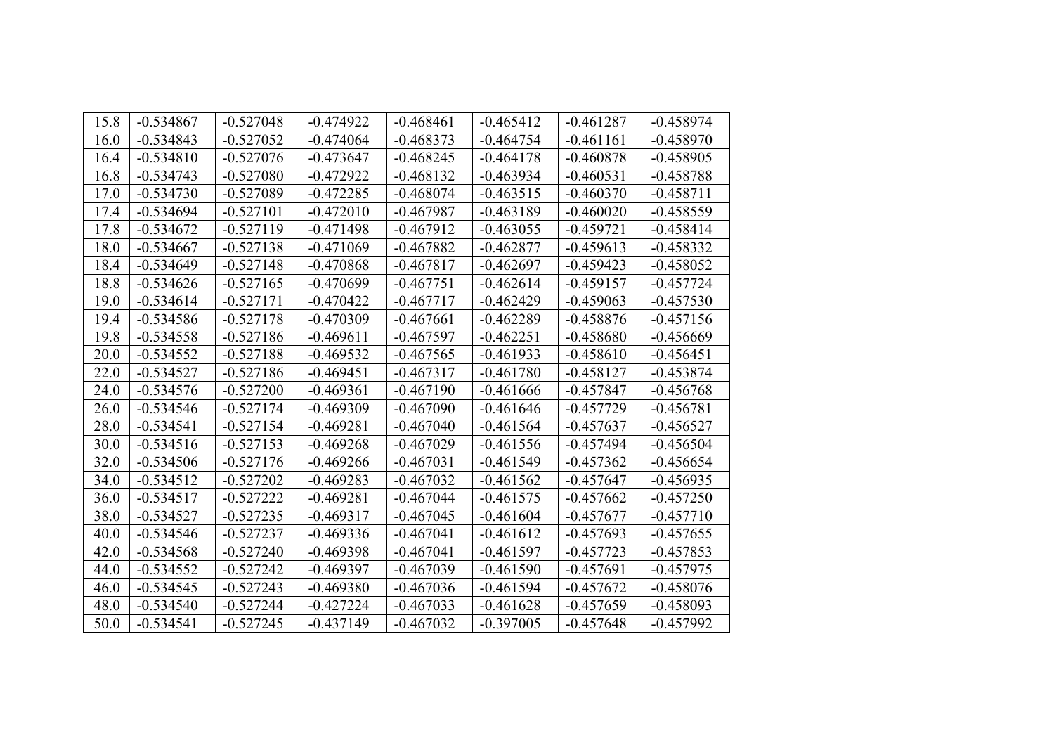| 15.8 | -0.534867 | -0.527048 | -0.474922 | -0.468461 | -0.465412 | -0.461287 | -0.458974 |
|---|---|---|---|---|---|---|---|
| 16.0 | -0.534843 | -0.527052 | -0.474064 | -0.468373 | -0.464754 | -0.461161 | -0.458970 |
| 16.4 | -0.534810 | -0.527076 | -0.473647 | -0.468245 | -0.464178 | -0.460878 | -0.458905 |
| 16.8 | -0.534743 | -0.527080 | -0.472922 | -0.468132 | -0.463934 | -0.460531 | -0.458788 |
| 17.0 | -0.534730 | -0.527089 | -0.472285 | -0.468074 | -0.463515 | -0.460370 | -0.458711 |
| 17.4 | -0.534694 | -0.527101 | -0.472010 | -0.467987 | -0.463189 | -0.460020 | -0.458559 |
| 17.8 | -0.534672 | -0.527119 | -0.471498 | -0.467912 | -0.463055 | -0.459721 | -0.458414 |
| 18.0 | -0.534667 | -0.527138 | -0.471069 | -0.467882 | -0.462877 | -0.459613 | -0.458332 |
| 18.4 | -0.534649 | -0.527148 | -0.470868 | -0.467817 | -0.462697 | -0.459423 | -0.458052 |
| 18.8 | -0.534626 | -0.527165 | -0.470699 | -0.467751 | -0.462614 | -0.459157 | -0.457724 |
| 19.0 | -0.534614 | -0.527171 | -0.470422 | -0.467717 | -0.462429 | -0.459063 | -0.457530 |
| 19.4 | -0.534586 | -0.527178 | -0.470309 | -0.467661 | -0.462289 | -0.458876 | -0.457156 |
| 19.8 | -0.534558 | -0.527186 | -0.469611 | -0.467597 | -0.462251 | -0.458680 | -0.456669 |
| 20.0 | -0.534552 | -0.527188 | -0.469532 | -0.467565 | -0.461933 | -0.458610 | -0.456451 |
| 22.0 | -0.534527 | -0.527186 | -0.469451 | -0.467317 | -0.461780 | -0.458127 | -0.453874 |
| 24.0 | -0.534576 | -0.527200 | -0.469361 | -0.467190 | -0.461666 | -0.457847 | -0.456768 |
| 26.0 | -0.534546 | -0.527174 | -0.469309 | -0.467090 | -0.461646 | -0.457729 | -0.456781 |
| 28.0 | -0.534541 | -0.527154 | -0.469281 | -0.467040 | -0.461564 | -0.457637 | -0.456527 |
| 30.0 | -0.534516 | -0.527153 | -0.469268 | -0.467029 | -0.461556 | -0.457494 | -0.456504 |
| 32.0 | -0.534506 | -0.527176 | -0.469266 | -0.467031 | -0.461549 | -0.457362 | -0.456654 |
| 34.0 | -0.534512 | -0.527202 | -0.469283 | -0.467032 | -0.461562 | -0.457647 | -0.456935 |
| 36.0 | -0.534517 | -0.527222 | -0.469281 | -0.467044 | -0.461575 | -0.457662 | -0.457250 |
| 38.0 | -0.534527 | -0.527235 | -0.469317 | -0.467045 | -0.461604 | -0.457677 | -0.457710 |
| 40.0 | -0.534546 | -0.527237 | -0.469336 | -0.467041 | -0.461612 | -0.457693 | -0.457655 |
| 42.0 | -0.534568 | -0.527240 | -0.469398 | -0.467041 | -0.461597 | -0.457723 | -0.457853 |
| 44.0 | -0.534552 | -0.527242 | -0.469397 | -0.467039 | -0.461590 | -0.457691 | -0.457975 |
| 46.0 | -0.534545 | -0.527243 | -0.469380 | -0.467036 | -0.461594 | -0.457672 | -0.458076 |
| 48.0 | -0.534540 | -0.527244 | -0.427224 | -0.467033 | -0.461628 | -0.457659 | -0.458093 |
| 50.0 | -0.534541 | -0.527245 | -0.437149 | -0.467032 | -0.397005 | -0.457648 | -0.457992 |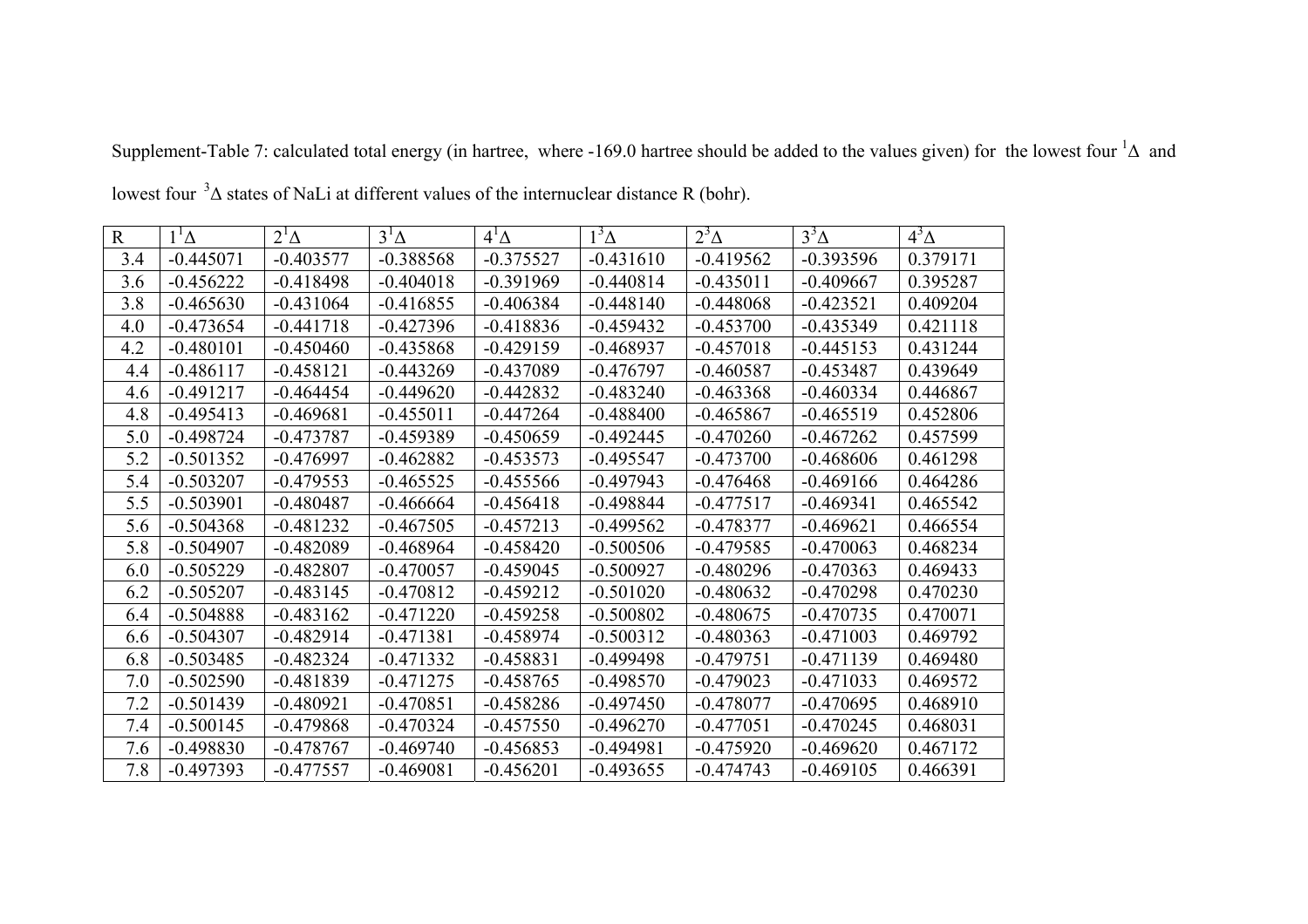Supplement-Table 7: calculated total energy (in hartree, where -169.0 hartree should be added to the values given) for the lowest four $^{1}\Delta$ and lowest four $^{3}\Delta$ states of NaLi at different values of the internuclear distance R (bohr).

| R | $1^{1}\Delta$ | $2^{1}\Delta$ | $3^{1}\Delta$ | $4^{1}\Delta$ | $1^{3}\Delta$ | $2^{3}\Delta$ | $3^{3}\Delta$ | $4^{3}\Delta$ |
|---|---|---|---|---|---|---|---|---|
| 3.4 | -0.445071 | -0.403577 | -0.388568 | -0.375527 | -0.431610 | -0.419562 | -0.393596 | 0.379171 |
| 3.6 | -0.456222 | -0.418498 | -0.404018 | -0.391969 | -0.440814 | -0.435011 | -0.409667 | 0.395287 |
| 3.8 | -0.465630 | -0.431064 | -0.416855 | -0.406384 | -0.448140 | -0.448068 | -0.423521 | 0.409204 |
| 4.0 | -0.473654 | -0.441718 | -0.427396 | -0.418836 | -0.459432 | -0.453700 | -0.435349 | 0.421118 |
| 4.2 | -0.480101 | -0.450460 | -0.435868 | -0.429159 | -0.468937 | -0.457018 | -0.445153 | 0.431244 |
| 4.4 | -0.486117 | -0.458121 | -0.443269 | -0.437089 | -0.476797 | -0.460587 | -0.453487 | 0.439649 |
| 4.6 | -0.491217 | -0.464454 | -0.449620 | -0.442832 | -0.483240 | -0.463368 | -0.460334 | 0.446867 |
| 4.8 | -0.495413 | -0.469681 | -0.455011 | -0.447264 | -0.488400 | -0.465867 | -0.465519 | 0.452806 |
| 5.0 | -0.498724 | -0.473787 | -0.459389 | -0.450659 | -0.492445 | -0.470260 | -0.467262 | 0.457599 |
| 5.2 | -0.501352 | -0.476997 | -0.462882 | -0.453573 | -0.495547 | -0.473700 | -0.468606 | 0.461298 |
| 5.4 | -0.503207 | -0.479553 | -0.465525 | -0.455566 | -0.497943 | -0.476468 | -0.469166 | 0.464286 |
| 5.5 | -0.503901 | -0.480487 | -0.466664 | -0.456418 | -0.498844 | -0.477517 | -0.469341 | 0.465542 |
| 5.6 | -0.504368 | -0.481232 | -0.467505 | -0.457213 | -0.499562 | -0.478377 | -0.469621 | 0.466554 |
| 5.8 | -0.504907 | -0.482089 | -0.468964 | -0.458420 | -0.500506 | -0.479585 | -0.470063 | 0.468234 |
| 6.0 | -0.505229 | -0.482807 | -0.470057 | -0.459045 | -0.500927 | -0.480296 | -0.470363 | 0.469433 |
| 6.2 | -0.505207 | -0.483145 | -0.470812 | -0.459212 | -0.501020 | -0.480632 | -0.470298 | 0.470230 |
| 6.4 | -0.504888 | -0.483162 | -0.471220 | -0.459258 | -0.500802 | -0.480675 | -0.470735 | 0.470071 |
| 6.6 | -0.504307 | -0.482914 | -0.471381 | -0.458974 | -0.500312 | -0.480363 | -0.471003 | 0.469792 |
| 6.8 | -0.503485 | -0.482324 | -0.471332 | -0.458831 | -0.499498 | -0.479751 | -0.471139 | 0.469480 |
| 7.0 | -0.502590 | -0.481839 | -0.471275 | -0.458765 | -0.498570 | -0.479023 | -0.471033 | 0.469572 |
| 7.2 | -0.501439 | -0.480921 | -0.470851 | -0.458286 | -0.497450 | -0.478077 | -0.470695 | 0.468910 |
| 7.4 | -0.500145 | -0.479868 | -0.470324 | -0.457550 | -0.496270 | -0.477051 | -0.470245 | 0.468031 |
| 7.6 | -0.498830 | -0.478767 | -0.469740 | -0.456853 | -0.494981 | -0.475920 | -0.469620 | 0.467172 |
| 7.8 | -0.497393 | -0.477557 | -0.469081 | -0.456201 | -0.493655 | -0.474743 | -0.469105 | 0.466391 |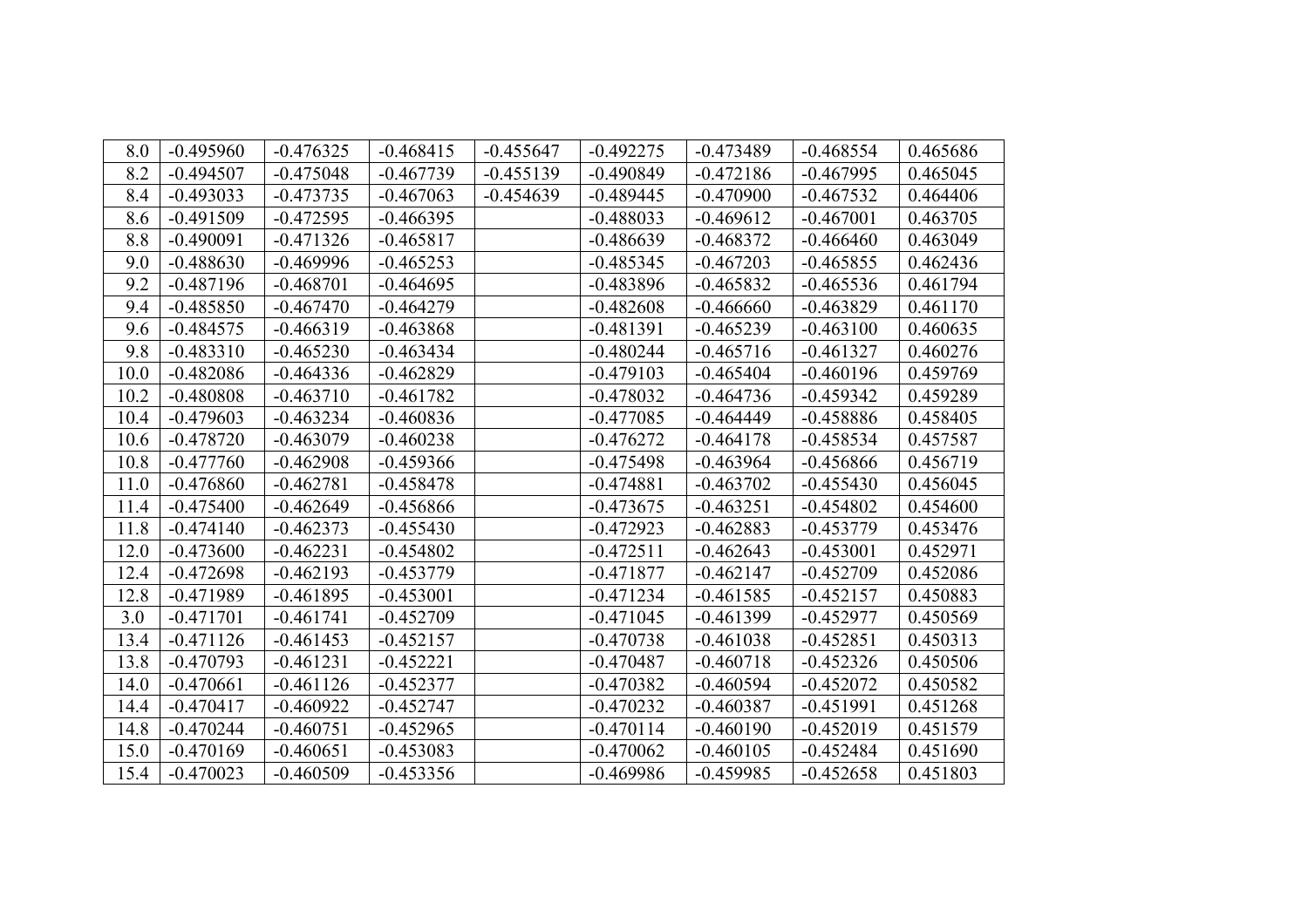| 8.0 | -0.495960 | -0.476325 | -0.468415 | -0.455647 | -0.492275 | -0.473489 | -0.468554 | 0.465686 |
|---|---|---|---|---|---|---|---|---|
| 8.2 | -0.494507 | -0.475048 | -0.467739 | -0.455139 | -0.490849 | -0.472186 | -0.467995 | 0.465045 |
| 8.4 | -0.493033 | -0.473735 | -0.467063 | -0.454639 | -0.489445 | -0.470900 | -0.467532 | 0.464406 |
| 8.6 | -0.491509 | -0.472595 | -0.466395 | | -0.488033 | -0.469612 | -0.467001 | 0.463705 |
| 8.8 | -0.490091 | -0.471326 | -0.465817 | | -0.486639 | -0.468372 | -0.466460 | 0.463049 |
| 9.0 | -0.488630 | -0.469996 | -0.465253 | | -0.485345 | -0.467203 | -0.465855 | 0.462436 |
| 9.2 | -0.487196 | -0.468701 | -0.464695 | | -0.483896 | -0.465832 | -0.465536 | 0.461794 |
| 9.4 | -0.485850 | -0.467470 | -0.464279 | | -0.482608 | -0.466660 | -0.463829 | 0.461170 |
| 9.6 | -0.484575 | -0.466319 | -0.463868 | | -0.481391 | -0.465239 | -0.463100 | 0.460635 |
| 9.8 | -0.483310 | -0.465230 | -0.463434 | | -0.480244 | -0.465716 | -0.461327 | 0.460276 |
| 10.0 | -0.482086 | -0.464336 | -0.462829 | | -0.479103 | -0.465404 | -0.460196 | 0.459769 |
| 10.2 | -0.480808 | -0.463710 | -0.461782 | | -0.478032 | -0.464736 | -0.459342 | 0.459289 |
| 10.4 | -0.479603 | -0.463234 | -0.460836 | | -0.477085 | -0.464449 | -0.458886 | 0.458405 |
| 10.6 | -0.478720 | -0.463079 | -0.460238 | | -0.476272 | -0.464178 | -0.458534 | 0.457587 |
| 10.8 | -0.477760 | -0.462908 | -0.459366 | | -0.475498 | -0.463964 | -0.456866 | 0.456719 |
| 11.0 | -0.476860 | -0.462781 | -0.458478 | | -0.474881 | -0.463702 | -0.455430 | 0.456045 |
| 11.4 | -0.475400 | -0.462649 | -0.456866 | | -0.473675 | -0.463251 | -0.454802 | 0.454600 |
| 11.8 | -0.474140 | -0.462373 | -0.455430 | | -0.472923 | -0.462883 | -0.453779 | 0.453476 |
| 12.0 | -0.473600 | -0.462231 | -0.454802 | | -0.472511 | -0.462643 | -0.453001 | 0.452971 |
| 12.4 | -0.472698 | -0.462193 | -0.453779 | | -0.471877 | -0.462147 | -0.452709 | 0.452086 |
| 12.8 | -0.471989 | -0.461895 | -0.453001 | | -0.471234 | -0.461585 | -0.452157 | 0.450883 |
| 3.0 | -0.471701 | -0.461741 | -0.452709 | | -0.471045 | -0.461399 | -0.452977 | 0.450569 |
| 13.4 | -0.471126 | -0.461453 | -0.452157 | | -0.470738 | -0.461038 | -0.452851 | 0.450313 |
| 13.8 | -0.470793 | -0.461231 | -0.452221 | | -0.470487 | -0.460718 | -0.452326 | 0.450506 |
| 14.0 | -0.470661 | -0.461126 | -0.452377 | | -0.470382 | -0.460594 | -0.452072 | 0.450582 |
| 14.4 | -0.470417 | -0.460922 | -0.452747 | | -0.470232 | -0.460387 | -0.451991 | 0.451268 |
| 14.8 | -0.470244 | -0.460751 | -0.452965 | | -0.470114 | -0.460190 | -0.452019 | 0.451579 |
| 15.0 | -0.470169 | -0.460651 | -0.453083 | | -0.470062 | -0.460105 | -0.452484 | 0.451690 |
| 15.4 | -0.470023 | -0.460509 | -0.453356 | | -0.469986 | -0.459985 | -0.452658 | 0.451803 |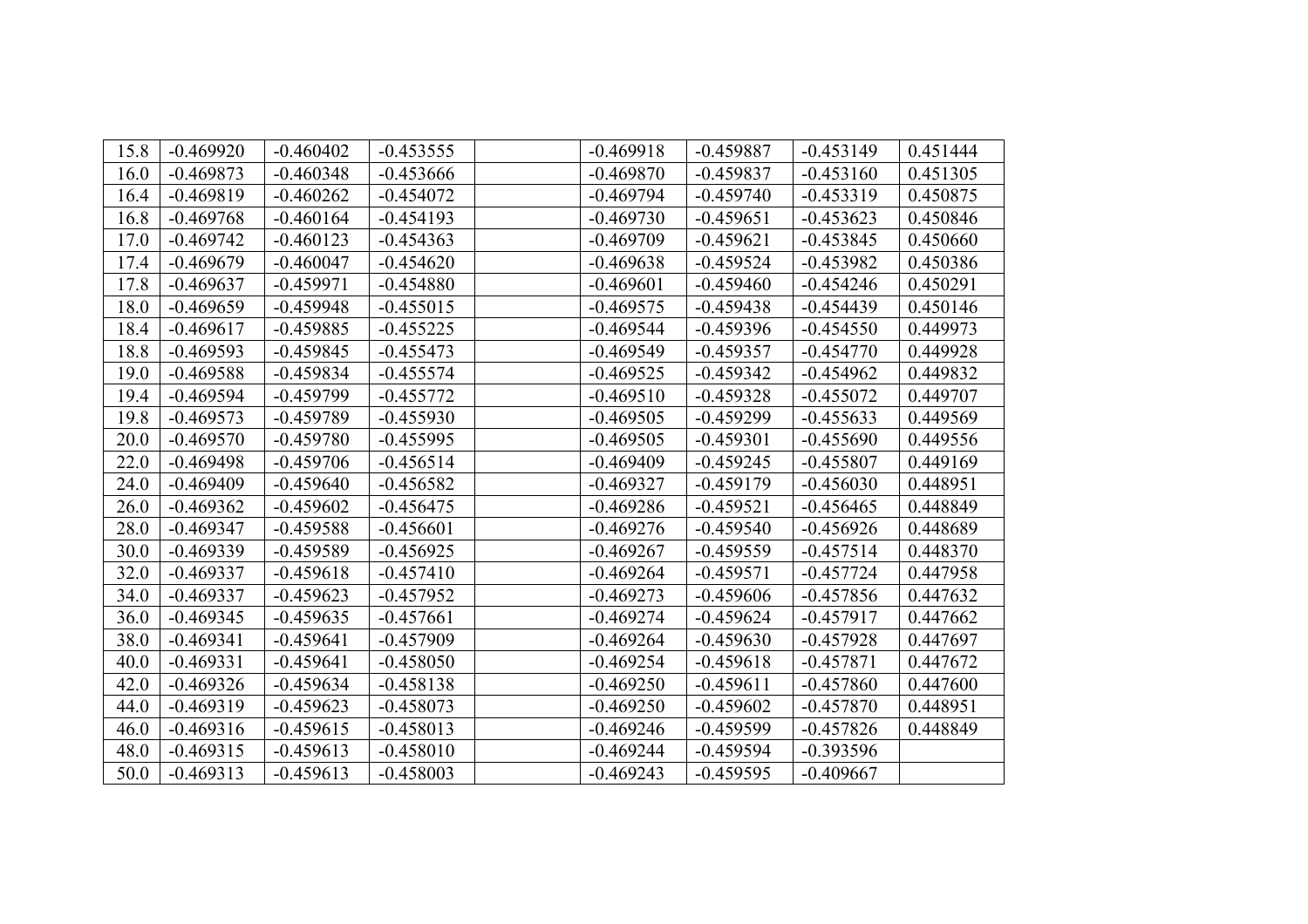| | | | | | | | | |
|---|---|---|---|---|---|---|---|---|
| 15.8 | -0.469920 | -0.460402 | -0.453555 | | -0.469918 | -0.459887 | -0.453149 | 0.451444 |
| 16.0 | -0.469873 | -0.460348 | -0.453666 | | -0.469870 | -0.459837 | -0.453160 | 0.451305 |
| 16.4 | -0.469819 | -0.460262 | -0.454072 | | -0.469794 | -0.459740 | -0.453319 | 0.450875 |
| 16.8 | -0.469768 | -0.460164 | -0.454193 | | -0.469730 | -0.459651 | -0.453623 | 0.450846 |
| 17.0 | -0.469742 | -0.460123 | -0.454363 | | -0.469709 | -0.459621 | -0.453845 | 0.450660 |
| 17.4 | -0.469679 | -0.460047 | -0.454620 | | -0.469638 | -0.459524 | -0.453982 | 0.450386 |
| 17.8 | -0.469637 | -0.459971 | -0.454880 | | -0.469601 | -0.459460 | -0.454246 | 0.450291 |
| 18.0 | -0.469659 | -0.459948 | -0.455015 | | -0.469575 | -0.459438 | -0.454439 | 0.450146 |
| 18.4 | -0.469617 | -0.459885 | -0.455225 | | -0.469544 | -0.459396 | -0.454550 | 0.449973 |
| 18.8 | -0.469593 | -0.459845 | -0.455473 | | -0.469549 | -0.459357 | -0.454770 | 0.449928 |
| 19.0 | -0.469588 | -0.459834 | -0.455574 | | -0.469525 | -0.459342 | -0.454962 | 0.449832 |
| 19.4 | -0.469594 | -0.459799 | -0.455772 | | -0.469510 | -0.459328 | -0.455072 | 0.449707 |
| 19.8 | -0.469573 | -0.459789 | -0.455930 | | -0.469505 | -0.459299 | -0.455633 | 0.449569 |
| 20.0 | -0.469570 | -0.459780 | -0.455995 | | -0.469505 | -0.459301 | -0.455690 | 0.449556 |
| 22.0 | -0.469498 | -0.459706 | -0.456514 | | -0.469409 | -0.459245 | -0.455807 | 0.449169 |
| 24.0 | -0.469409 | -0.459640 | -0.456582 | | -0.469327 | -0.459179 | -0.456030 | 0.448951 |
| 26.0 | -0.469362 | -0.459602 | -0.456475 | | -0.469286 | -0.459521 | -0.456465 | 0.448849 |
| 28.0 | -0.469347 | -0.459588 | -0.456601 | | -0.469276 | -0.459540 | -0.456926 | 0.448689 |
| 30.0 | -0.469339 | -0.459589 | -0.456925 | | -0.469267 | -0.459559 | -0.457514 | 0.448370 |
| 32.0 | -0.469337 | -0.459618 | -0.457410 | | -0.469264 | -0.459571 | -0.457724 | 0.447958 |
| 34.0 | -0.469337 | -0.459623 | -0.457952 | | -0.469273 | -0.459606 | -0.457856 | 0.447632 |
| 36.0 | -0.469345 | -0.459635 | -0.457661 | | -0.469274 | -0.459624 | -0.457917 | 0.447662 |
| 38.0 | -0.469341 | -0.459641 | -0.457909 | | -0.469264 | -0.459630 | -0.457928 | 0.447697 |
| 40.0 | -0.469331 | -0.459641 | -0.458050 | | -0.469254 | -0.459618 | -0.457871 | 0.447672 |
| 42.0 | -0.469326 | -0.459634 | -0.458138 | | -0.469250 | -0.459611 | -0.457860 | 0.447600 |
| 44.0 | -0.469319 | -0.459623 | -0.458073 | | -0.469250 | -0.459602 | -0.457870 | 0.448951 |
| 46.0 | -0.469316 | -0.459615 | -0.458013 | | -0.469246 | -0.459599 | -0.457826 | 0.448849 |
| 48.0 | -0.469315 | -0.459613 | -0.458010 | | -0.469244 | -0.459594 | -0.393596 | |
| 50.0 | -0.469313 | -0.459613 | -0.458003 | | -0.469243 | -0.459595 | -0.409667 | |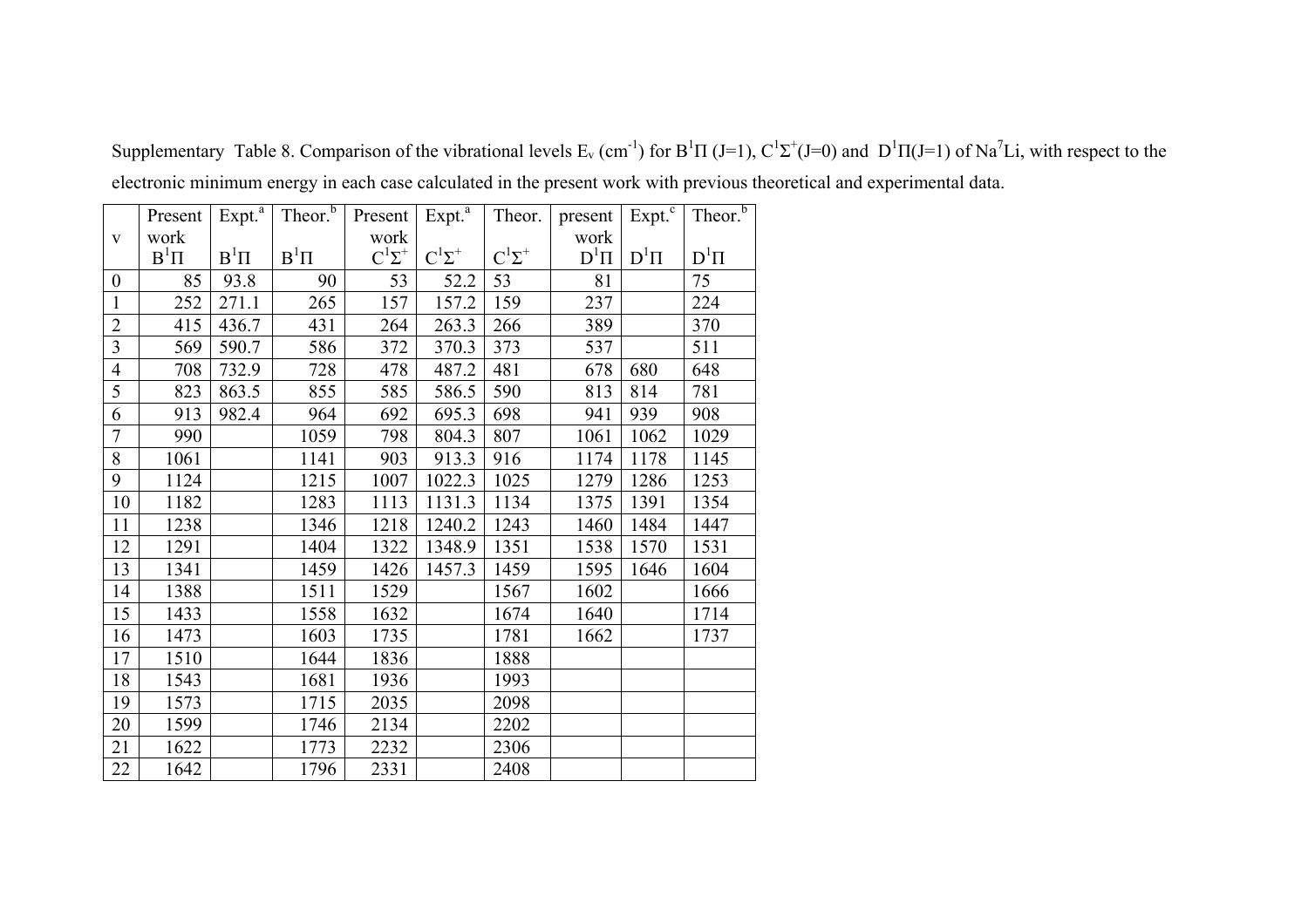Supplementary Table 8. Comparison of the vibrational levels $E_v$ ($cm^{-1}$) for $B^1\Pi$ (J=1), $C^1\Sigma^+$(J=0) and $D^1\Pi$(J=1) of $Na^7Li$, with respect to the electronic minimum energy in each case calculated in the present work with previous theoretical and experimental data.

| v | Present work $B^1\Pi$ | Expt.[a] $B^1\Pi$ | Theor.[b] $B^1\Pi$ | Present work $C^1\Sigma^+$ | Expt.[a] $C^1\Sigma^+$ | Theor. $C^1\Sigma^+$ | present work $D^1\Pi$ | Expt.[c] $D^1\Pi$ | Theor.[b] $D^1\Pi$ |
|---|---|---|---|---|---|---|---|---|---|
| 0 | 85 | 93.8 | 90 | 53 | 52.2 | 53 | 81 | | 75 |
| 1 | 252 | 271.1 | 265 | 157 | 157.2 | 159 | 237 | | 224 |
| 2 | 415 | 436.7 | 431 | 264 | 263.3 | 266 | 389 | | 370 |
| 3 | 569 | 590.7 | 586 | 372 | 370.3 | 373 | 537 | | 511 |
| 4 | 708 | 732.9 | 728 | 478 | 487.2 | 481 | 678 | 680 | 648 |
| 5 | 823 | 863.5 | 855 | 585 | 586.5 | 590 | 813 | 814 | 781 |
| 6 | 913 | 982.4 | 964 | 692 | 695.3 | 698 | 941 | 939 | 908 |
| 7 | 990 | | 1059 | 798 | 804.3 | 807 | 1061 | 1062 | 1029 |
| 8 | 1061 | | 1141 | 903 | 913.3 | 916 | 1174 | 1178 | 1145 |
| 9 | 1124 | | 1215 | 1007 | 1022.3 | 1025 | 1279 | 1286 | 1253 |
| 10 | 1182 | | 1283 | 1113 | 1131.3 | 1134 | 1375 | 1391 | 1354 |
| 11 | 1238 | | 1346 | 1218 | 1240.2 | 1243 | 1460 | 1484 | 1447 |
| 12 | 1291 | | 1404 | 1322 | 1348.9 | 1351 | 1538 | 1570 | 1531 |
| 13 | 1341 | | 1459 | 1426 | 1457.3 | 1459 | 1595 | 1646 | 1604 |
| 14 | 1388 | | 1511 | 1529 | | 1567 | 1602 | | 1666 |
| 15 | 1433 | | 1558 | 1632 | | 1674 | 1640 | | 1714 |
| 16 | 1473 | | 1603 | 1735 | | 1781 | 1662 | | 1737 |
| 17 | 1510 | | 1644 | 1836 | | 1888 | | | |
| 18 | 1543 | | 1681 | 1936 | | 1993 | | | |
| 19 | 1573 | | 1715 | 2035 | | 2098 | | | |
| 20 | 1599 | | 1746 | 2134 | | 2202 | | | |
| 21 | 1622 | | 1773 | 2232 | | 2306 | | | |
| 22 | 1642 | | 1796 | 2331 | | 2408 | | | |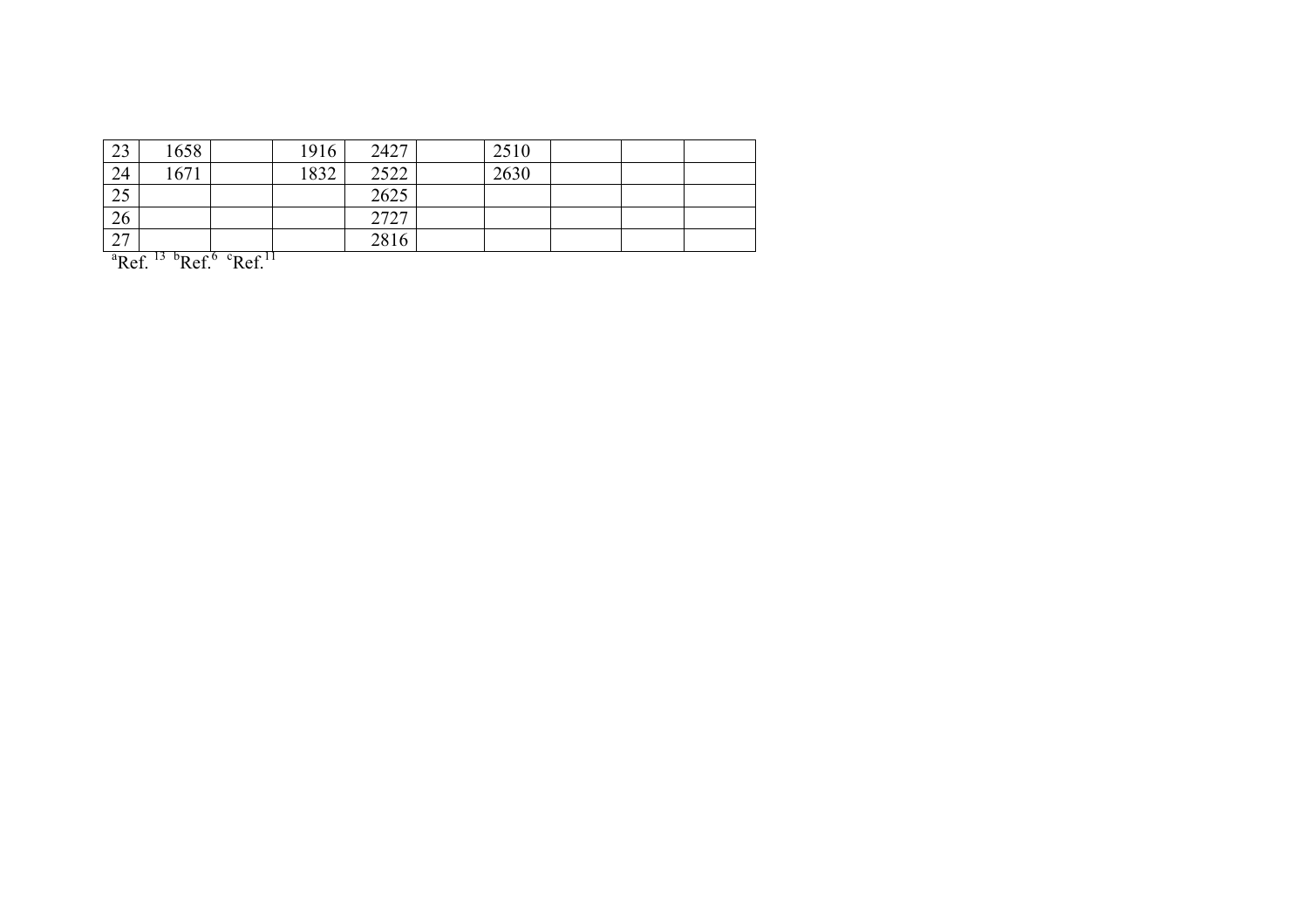| | | | | | | | | | |
|---|---|---|---|---|---|---|---|---|---|
| 23 | 1658 | | 1916 | 2427 | | 2510 | | | |
| 24 | 1671 | | 1832 | 2522 | | 2630 | | | |
| 25 | | | | 2625 | | | | | |
| 26 | | | | 2727 | | | | | |
| 27 | | | | 2816 | | | | | |

[a]Ref. [13] [b]Ref.[6] [c]Ref.[11]